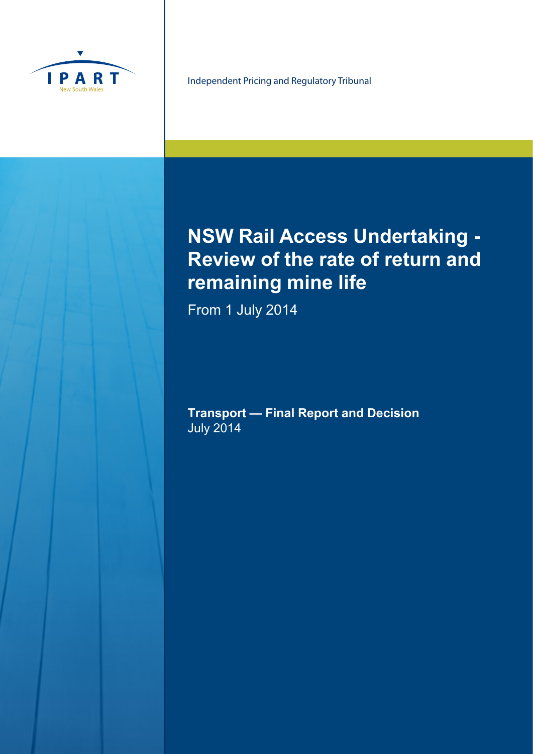IPART

New South Wales

Independent Pricing and Regulatory Tribunal

# NSW Rail Access Undertaking - Review of the rate of return and remaining mine life

From 1 July 2014

**Transport — Final Report and Decision**
July 2014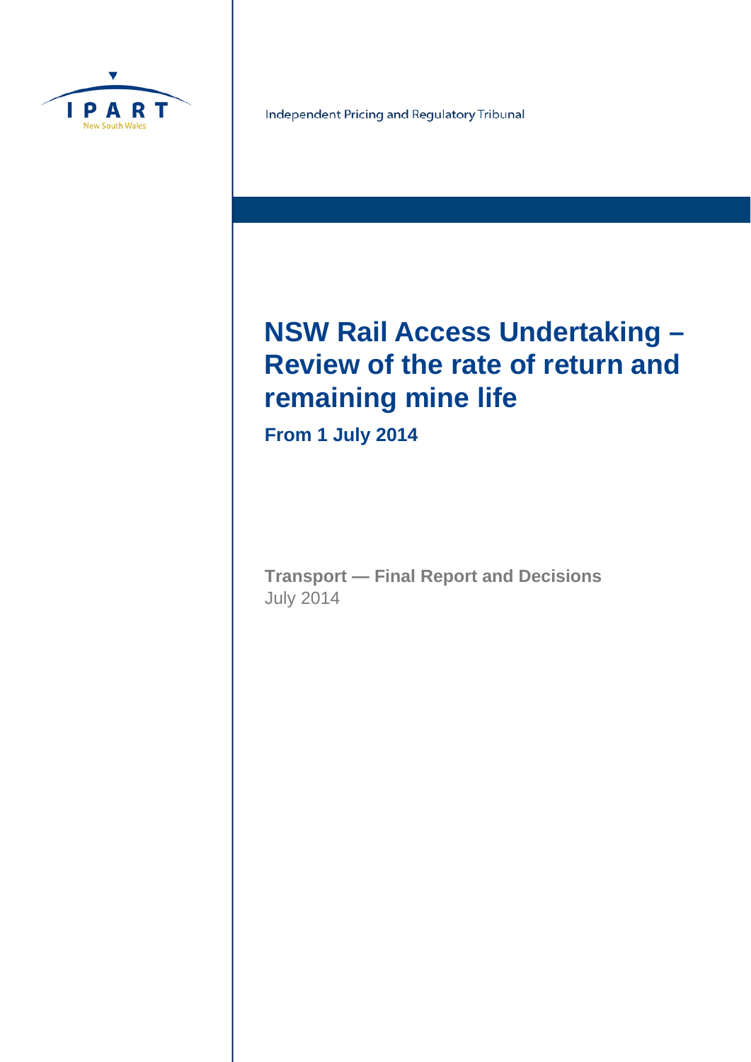IPART

New South Wales

Independent Pricing and Regulatory Tribunal

# NSW Rail Access Undertaking – Review of the rate of return and remaining mine life

## From 1 July 2014

**Transport — Final Report and Decisions**

July 2014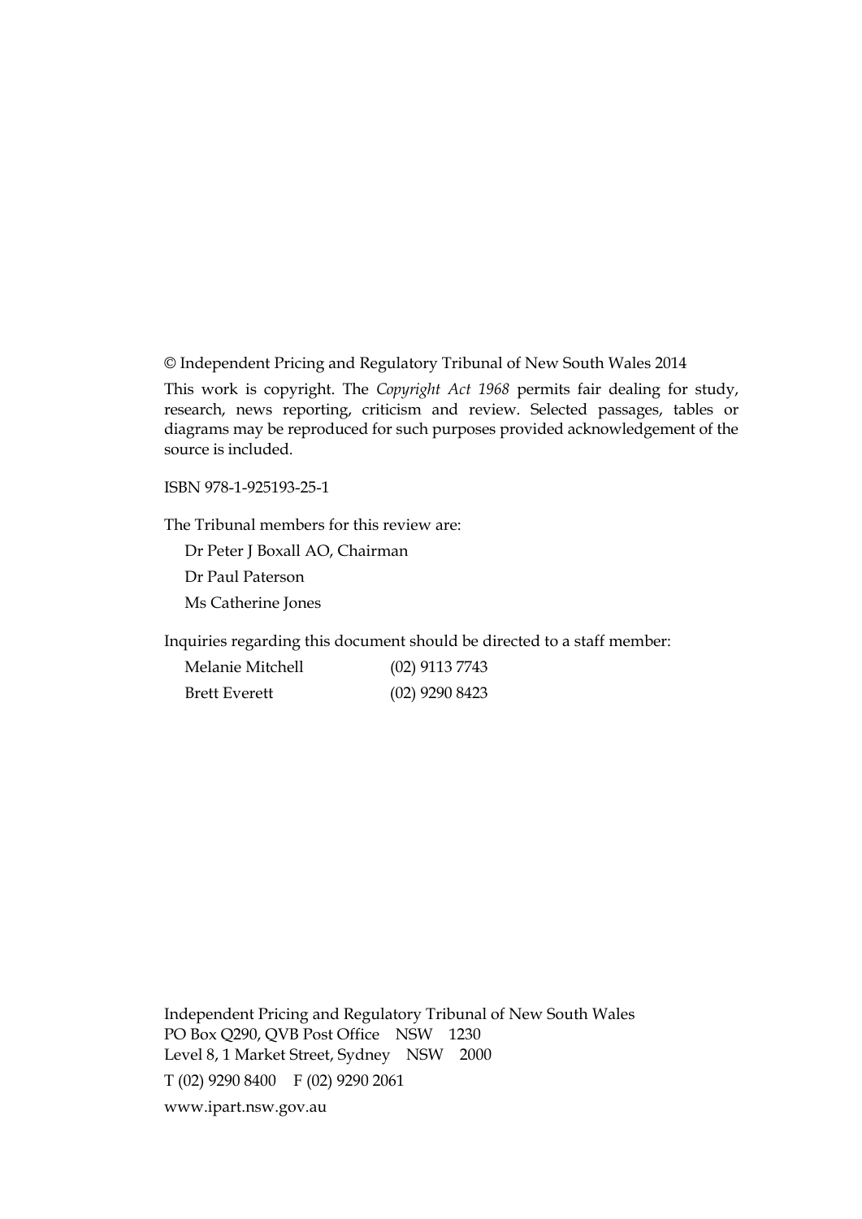© Independent Pricing and Regulatory Tribunal of New South Wales 2014

This work is copyright. The *Copyright Act 1968* permits fair dealing for study, research, news reporting, criticism and review. Selected passages, tables or diagrams may be reproduced for such purposes provided acknowledgement of the source is included.

ISBN 978-1-925193-25-1

The Tribunal members for this review are:

Dr Peter J Boxall AO, Chairman

Dr Paul Paterson

Ms Catherine Jones

Inquiries regarding this document should be directed to a staff member:

| | |
|---|---|
| Melanie Mitchell | (02) 9113 7743 |
| Brett Everett | (02) 9290 8423 |

Independent Pricing and Regulatory Tribunal of New South Wales
PO Box Q290, QVB Post Office NSW 1230
Level 8, 1 Market Street, Sydney NSW 2000

T (02) 9290 8400 F (02) 9290 2061

www.ipart.nsw.gov.au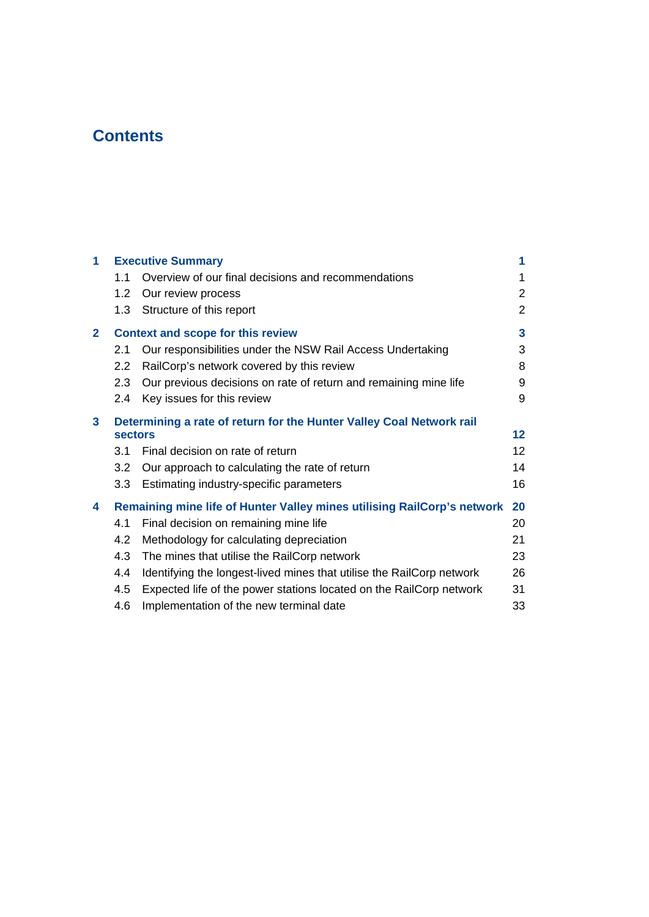# Contents

| | | |
|---|---|---|
| **1** | **Executive Summary** | **1** |
| | 1.1 Overview of our final decisions and recommendations | 1 |
| | 1.2 Our review process | 2 |
| | 1.3 Structure of this report | 2 |
| **2** | **Context and scope for this review** | **3** |
| | 2.1 Our responsibilities under the NSW Rail Access Undertaking | 3 |
| | 2.2 RailCorp's network covered by this review | 8 |
| | 2.3 Our previous decisions on rate of return and remaining mine life | 9 |
| | 2.4 Key issues for this review | 9 |
| **3** | **Determining a rate of return for the Hunter Valley Coal Network rail sectors** | **12** |
| | 3.1 Final decision on rate of return | 12 |
| | 3.2 Our approach to calculating the rate of return | 14 |
| | 3.3 Estimating industry-specific parameters | 16 |
| **4** | **Remaining mine life of Hunter Valley mines utilising RailCorp's network** | **20** |
| | 4.1 Final decision on remaining mine life | 20 |
| | 4.2 Methodology for calculating depreciation | 21 |
| | 4.3 The mines that utilise the RailCorp network | 23 |
| | 4.4 Identifying the longest-lived mines that utilise the RailCorp network | 26 |
| | 4.5 Expected life of the power stations located on the RailCorp network | 31 |
| | 4.6 Implementation of the new terminal date | 33 |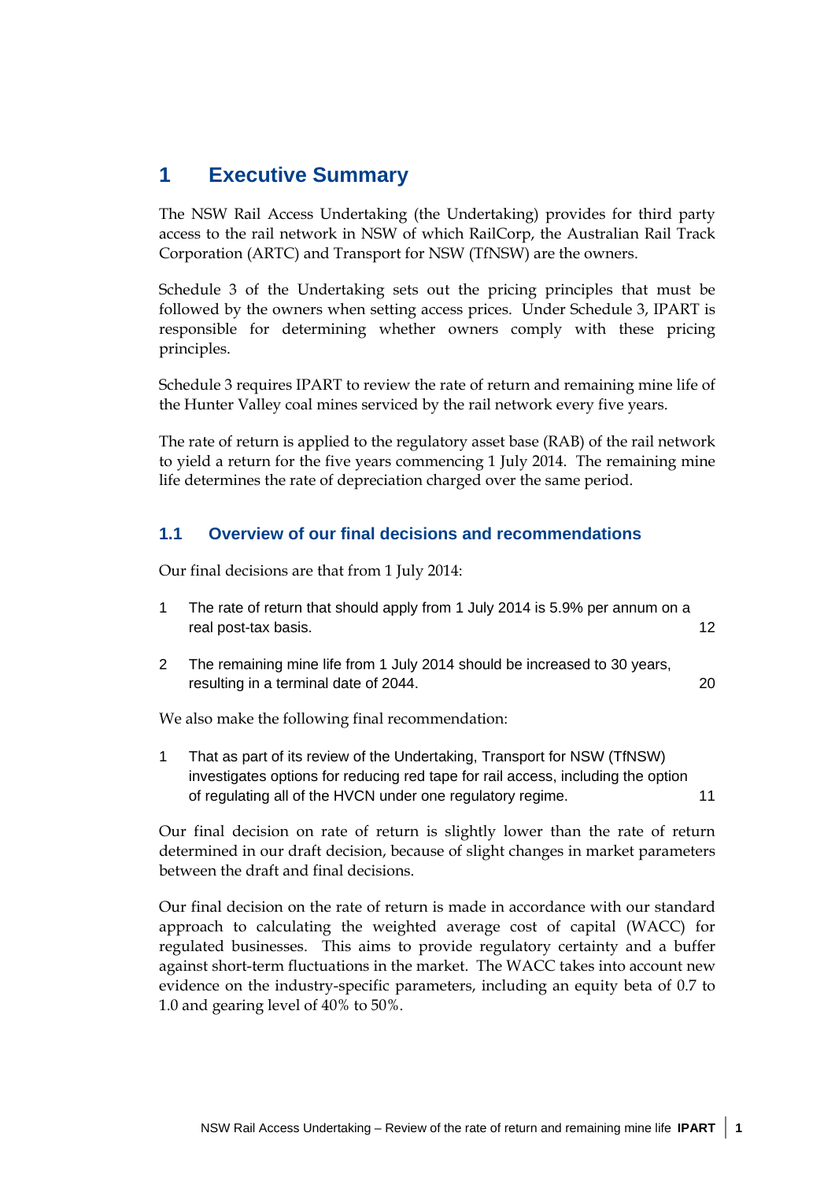# 1 Executive Summary

The NSW Rail Access Undertaking (the Undertaking) provides for third party access to the rail network in NSW of which RailCorp, the Australian Rail Track Corporation (ARTC) and Transport for NSW (TfNSW) are the owners.

Schedule 3 of the Undertaking sets out the pricing principles that must be followed by the owners when setting access prices. Under Schedule 3, IPART is responsible for determining whether owners comply with these pricing principles.

Schedule 3 requires IPART to review the rate of return and remaining mine life of the Hunter Valley coal mines serviced by the rail network every five years.

The rate of return is applied to the regulatory asset base (RAB) of the rail network to yield a return for the five years commencing 1 July 2014. The remaining mine life determines the rate of depreciation charged over the same period.

## 1.1 Overview of our final decisions and recommendations

Our final decisions are that from 1 July 2014:

1. The rate of return that should apply from 1 July 2014 is 5.9% per annum on a real post-tax basis. 12

2. The remaining mine life from 1 July 2014 should be increased to 30 years, resulting in a terminal date of 2044. 20

We also make the following final recommendation:

1. That as part of its review of the Undertaking, Transport for NSW (TfNSW) investigates options for reducing red tape for rail access, including the option of regulating all of the HVCN under one regulatory regime. 11

Our final decision on rate of return is slightly lower than the rate of return determined in our draft decision, because of slight changes in market parameters between the draft and final decisions.

Our final decision on the rate of return is made in accordance with our standard approach to calculating the weighted average cost of capital (WACC) for regulated businesses. This aims to provide regulatory certainty and a buffer against short-term fluctuations in the market. The WACC takes into account new evidence on the industry-specific parameters, including an equity beta of 0.7 to 1.0 and gearing level of 40% to 50%.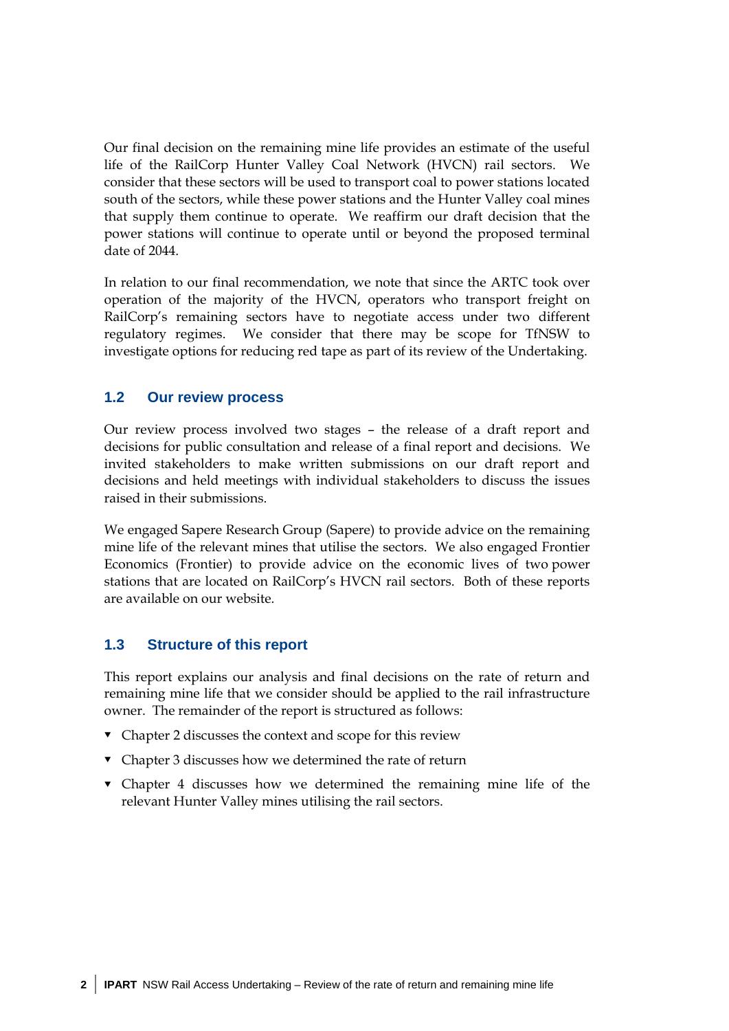Our final decision on the remaining mine life provides an estimate of the useful life of the RailCorp Hunter Valley Coal Network (HVCN) rail sectors. We consider that these sectors will be used to transport coal to power stations located south of the sectors, while these power stations and the Hunter Valley coal mines that supply them continue to operate. We reaffirm our draft decision that the power stations will continue to operate until or beyond the proposed terminal date of 2044.

In relation to our final recommendation, we note that since the ARTC took over operation of the majority of the HVCN, operators who transport freight on RailCorp's remaining sectors have to negotiate access under two different regulatory regimes. We consider that there may be scope for TfNSW to investigate options for reducing red tape as part of its review of the Undertaking.

## 1.2 Our review process

Our review process involved two stages – the release of a draft report and decisions for public consultation and release of a final report and decisions. We invited stakeholders to make written submissions on our draft report and decisions and held meetings with individual stakeholders to discuss the issues raised in their submissions.

We engaged Sapere Research Group (Sapere) to provide advice on the remaining mine life of the relevant mines that utilise the sectors. We also engaged Frontier Economics (Frontier) to provide advice on the economic lives of two power stations that are located on RailCorp's HVCN rail sectors. Both of these reports are available on our website.

## 1.3 Structure of this report

This report explains our analysis and final decisions on the rate of return and remaining mine life that we consider should be applied to the rail infrastructure owner. The remainder of the report is structured as follows:

- Chapter 2 discusses the context and scope for this review
- Chapter 3 discusses how we determined the rate of return
- Chapter 4 discusses how we determined the remaining mine life of the relevant Hunter Valley mines utilising the rail sectors.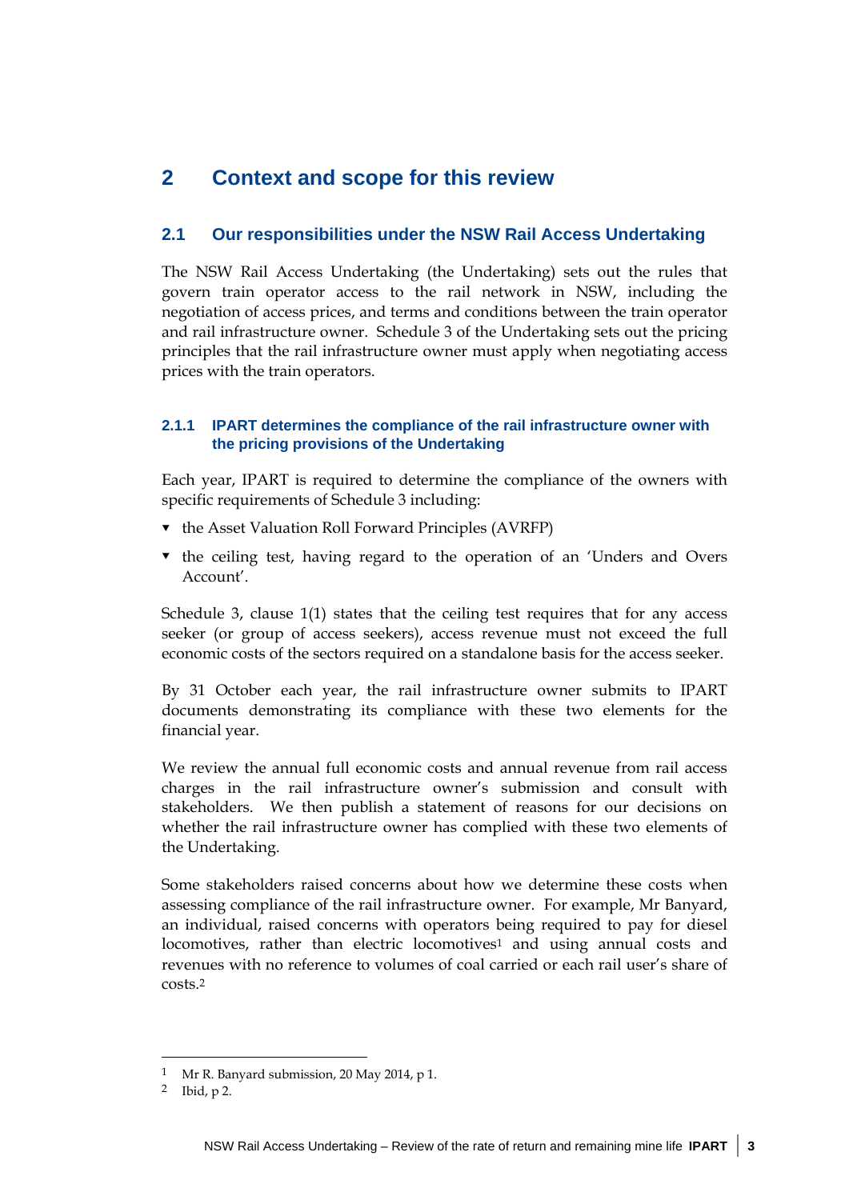# 2 Context and scope for this review

## 2.1 Our responsibilities under the NSW Rail Access Undertaking

The NSW Rail Access Undertaking (the Undertaking) sets out the rules that govern train operator access to the rail network in NSW, including the negotiation of access prices, and terms and conditions between the train operator and rail infrastructure owner. Schedule 3 of the Undertaking sets out the pricing principles that the rail infrastructure owner must apply when negotiating access prices with the train operators.

### 2.1.1 IPART determines the compliance of the rail infrastructure owner with the pricing provisions of the Undertaking

Each year, IPART is required to determine the compliance of the owners with specific requirements of Schedule 3 including:

- the Asset Valuation Roll Forward Principles (AVRFP)
- the ceiling test, having regard to the operation of an 'Unders and Overs Account'.

Schedule 3, clause 1(1) states that the ceiling test requires that for any access seeker (or group of access seekers), access revenue must not exceed the full economic costs of the sectors required on a standalone basis for the access seeker.

By 31 October each year, the rail infrastructure owner submits to IPART documents demonstrating its compliance with these two elements for the financial year.

We review the annual full economic costs and annual revenue from rail access charges in the rail infrastructure owner's submission and consult with stakeholders. We then publish a statement of reasons for our decisions on whether the rail infrastructure owner has complied with these two elements of the Undertaking.

Some stakeholders raised concerns about how we determine these costs when assessing compliance of the rail infrastructure owner. For example, Mr Banyard, an individual, raised concerns with operators being required to pay for diesel locomotives, rather than electric locomotives[1] and using annual costs and revenues with no reference to volumes of coal carried or each rail user's share of costs.[2]

1 Mr R. Banyard submission, 20 May 2014, p 1.

2 Ibid, p 2.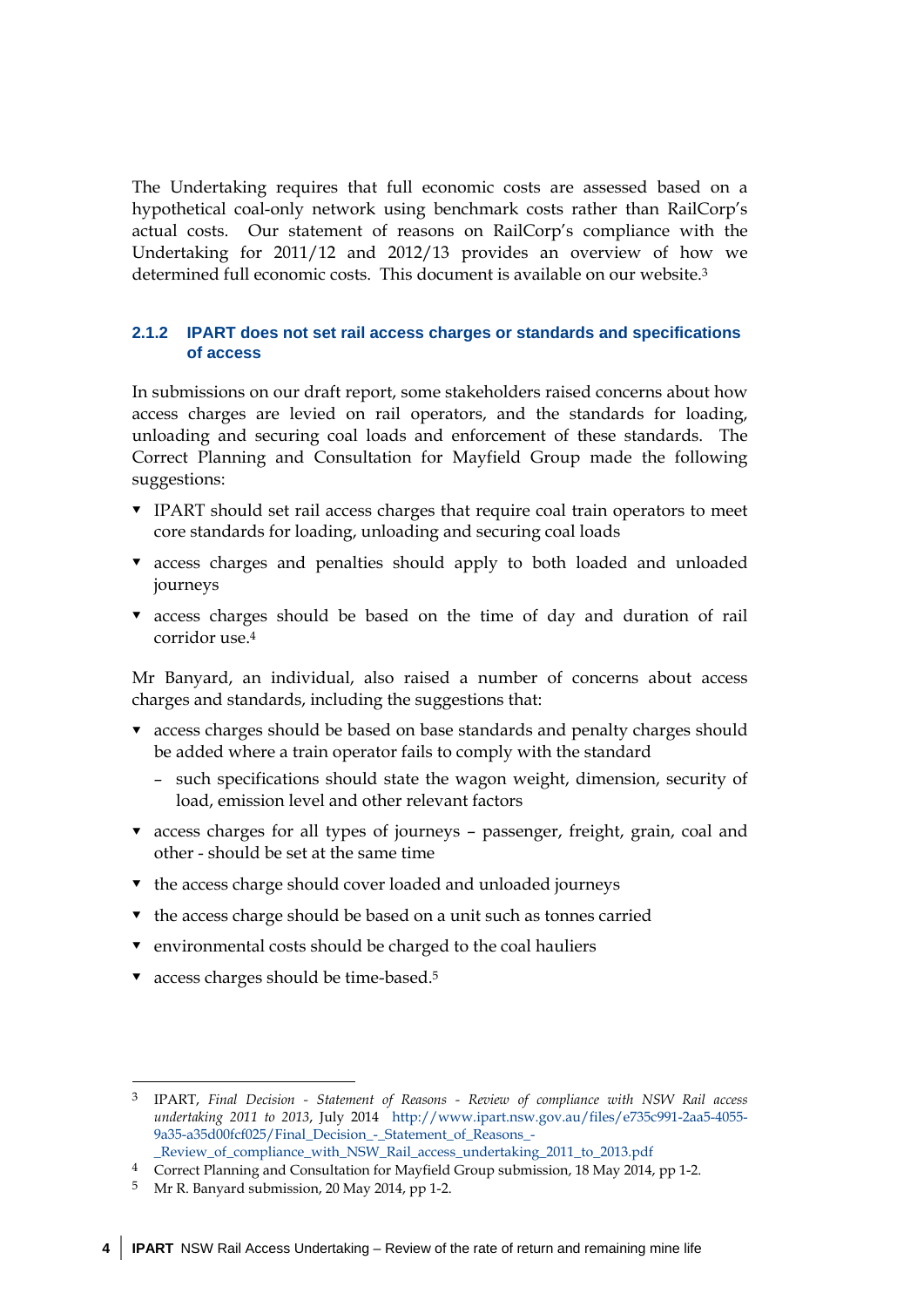The Undertaking requires that full economic costs are assessed based on a hypothetical coal-only network using benchmark costs rather than RailCorp's actual costs. Our statement of reasons on RailCorp's compliance with the Undertaking for 2011/12 and 2012/13 provides an overview of how we determined full economic costs. This document is available on our website.[3]

### 2.1.2 IPART does not set rail access charges or standards and specifications of access

In submissions on our draft report, some stakeholders raised concerns about how access charges are levied on rail operators, and the standards for loading, unloading and securing coal loads and enforcement of these standards. The Correct Planning and Consultation for Mayfield Group made the following suggestions:

- IPART should set rail access charges that require coal train operators to meet core standards for loading, unloading and securing coal loads
- access charges and penalties should apply to both loaded and unloaded journeys
- access charges should be based on the time of day and duration of rail corridor use.[4]

Mr Banyard, an individual, also raised a number of concerns about access charges and standards, including the suggestions that:

- access charges should be based on base standards and penalty charges should be added where a train operator fails to comply with the standard
  - such specifications should state the wagon weight, dimension, security of load, emission level and other relevant factors
- access charges for all types of journeys – passenger, freight, grain, coal and other - should be set at the same time
- the access charge should cover loaded and unloaded journeys
- the access charge should be based on a unit such as tonnes carried
- environmental costs should be charged to the coal hauliers
- access charges should be time-based.[5]

---

3 IPART, *Final Decision - Statement of Reasons - Review of compliance with NSW Rail access undertaking 2011 to 2013*, July 2014 http://www.ipart.nsw.gov.au/files/e735c991-2aa5-4055-9a35-a35d00fcf025/Final_Decision_-_Statement_of_Reasons_-_Review_of_compliance_with_NSW_Rail_access_undertaking_2011_to_2013.pdf

4 Correct Planning and Consultation for Mayfield Group submission, 18 May 2014, pp 1-2.

5 Mr R. Banyard submission, 20 May 2014, pp 1-2.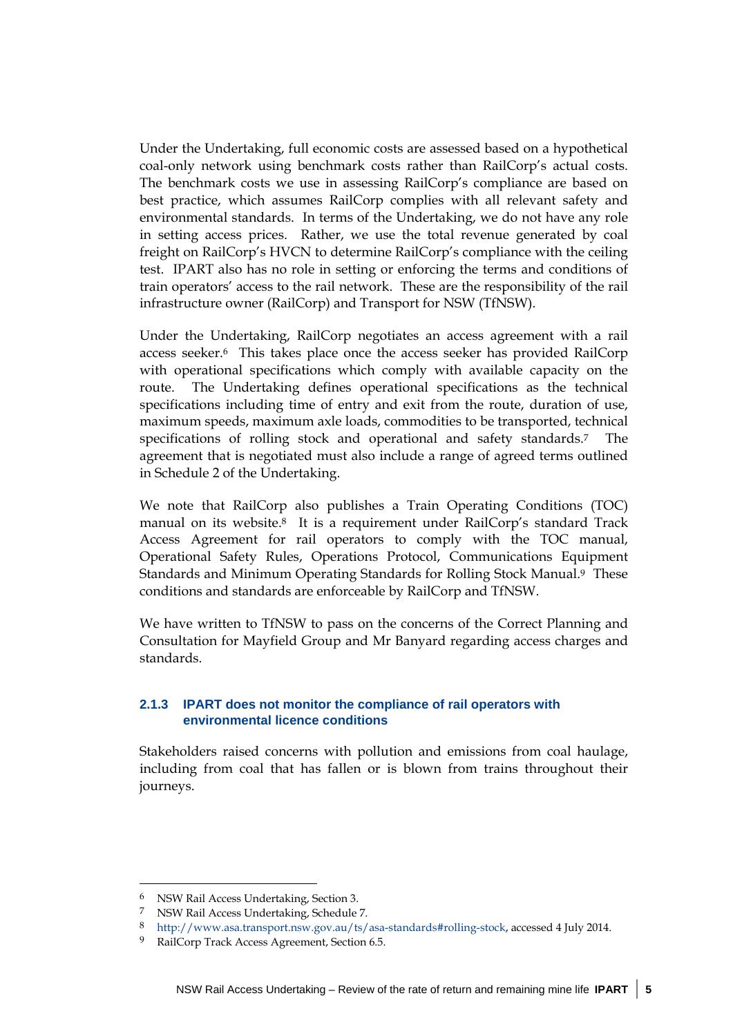Under the Undertaking, full economic costs are assessed based on a hypothetical coal-only network using benchmark costs rather than RailCorp's actual costs. The benchmark costs we use in assessing RailCorp's compliance are based on best practice, which assumes RailCorp complies with all relevant safety and environmental standards. In terms of the Undertaking, we do not have any role in setting access prices. Rather, we use the total revenue generated by coal freight on RailCorp's HVCN to determine RailCorp's compliance with the ceiling test. IPART also has no role in setting or enforcing the terms and conditions of train operators' access to the rail network. These are the responsibility of the rail infrastructure owner (RailCorp) and Transport for NSW (TfNSW).

Under the Undertaking, RailCorp negotiates an access agreement with a rail access seeker.[6] This takes place once the access seeker has provided RailCorp with operational specifications which comply with available capacity on the route. The Undertaking defines operational specifications as the technical specifications including time of entry and exit from the route, duration of use, maximum speeds, maximum axle loads, commodities to be transported, technical specifications of rolling stock and operational and safety standards.[7] The agreement that is negotiated must also include a range of agreed terms outlined in Schedule 2 of the Undertaking.

We note that RailCorp also publishes a Train Operating Conditions (TOC) manual on its website.[8] It is a requirement under RailCorp's standard Track Access Agreement for rail operators to comply with the TOC manual, Operational Safety Rules, Operations Protocol, Communications Equipment Standards and Minimum Operating Standards for Rolling Stock Manual.[9] These conditions and standards are enforceable by RailCorp and TfNSW.

We have written to TfNSW to pass on the concerns of the Correct Planning and Consultation for Mayfield Group and Mr Banyard regarding access charges and standards.

### 2.1.3 IPART does not monitor the compliance of rail operators with environmental licence conditions

Stakeholders raised concerns with pollution and emissions from coal haulage, including from coal that has fallen or is blown from trains throughout their journeys.

---

[6] NSW Rail Access Undertaking, Section 3.

[7] NSW Rail Access Undertaking, Schedule 7.

[8] http://www.asa.transport.nsw.gov.au/ts/asa-standards#rolling-stock, accessed 4 July 2014.

[9] RailCorp Track Access Agreement, Section 6.5.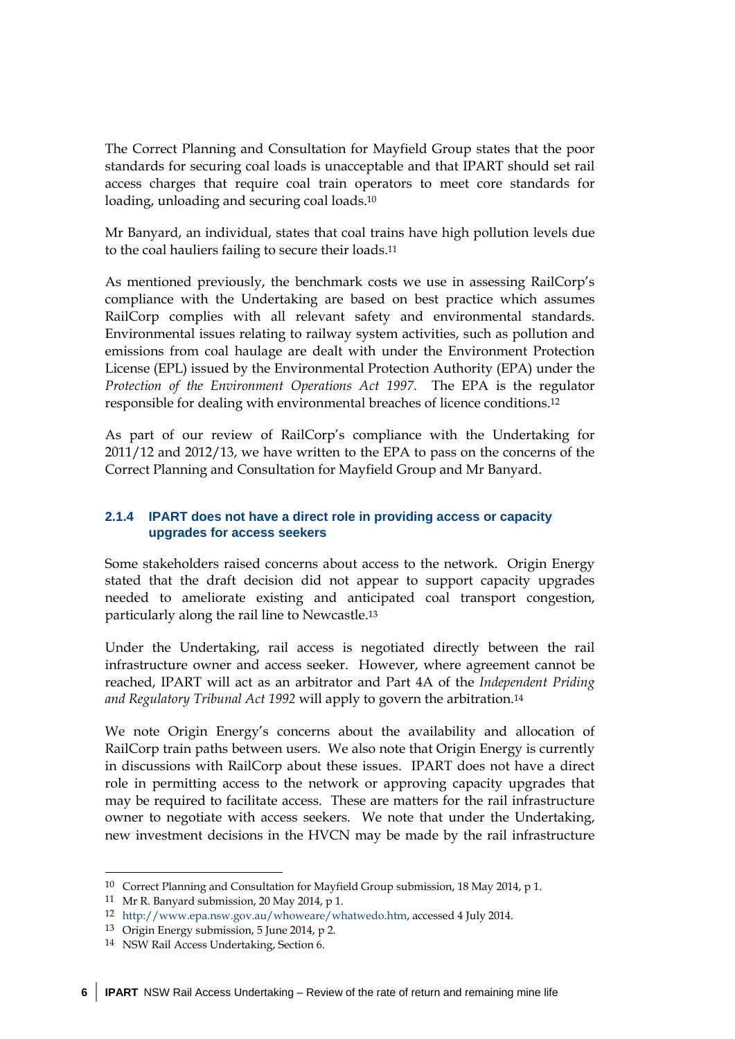The Correct Planning and Consultation for Mayfield Group states that the poor standards for securing coal loads is unacceptable and that IPART should set rail access charges that require coal train operators to meet core standards for loading, unloading and securing coal loads.[10]

Mr Banyard, an individual, states that coal trains have high pollution levels due to the coal hauliers failing to secure their loads.[11]

As mentioned previously, the benchmark costs we use in assessing RailCorp's compliance with the Undertaking are based on best practice which assumes RailCorp complies with all relevant safety and environmental standards. Environmental issues relating to railway system activities, such as pollution and emissions from coal haulage are dealt with under the Environment Protection License (EPL) issued by the Environmental Protection Authority (EPA) under the *Protection of the Environment Operations Act 1997*. The EPA is the regulator responsible for dealing with environmental breaches of licence conditions.[12]

As part of our review of RailCorp's compliance with the Undertaking for 2011/12 and 2012/13, we have written to the EPA to pass on the concerns of the Correct Planning and Consultation for Mayfield Group and Mr Banyard.

### 2.1.4 IPART does not have a direct role in providing access or capacity upgrades for access seekers

Some stakeholders raised concerns about access to the network. Origin Energy stated that the draft decision did not appear to support capacity upgrades needed to ameliorate existing and anticipated coal transport congestion, particularly along the rail line to Newcastle.[13]

Under the Undertaking, rail access is negotiated directly between the rail infrastructure owner and access seeker. However, where agreement cannot be reached, IPART will act as an arbitrator and Part 4A of the *Independent Priding and Regulatory Tribunal Act 1992* will apply to govern the arbitration.[14]

We note Origin Energy's concerns about the availability and allocation of RailCorp train paths between users. We also note that Origin Energy is currently in discussions with RailCorp about these issues. IPART does not have a direct role in permitting access to the network or approving capacity upgrades that may be required to facilitate access. These are matters for the rail infrastructure owner to negotiate with access seekers. We note that under the Undertaking, new investment decisions in the HVCN may be made by the rail infrastructure

---

[10] Correct Planning and Consultation for Mayfield Group submission, 18 May 2014, p 1.

[11] Mr R. Banyard submission, 20 May 2014, p 1.

[12] http://www.epa.nsw.gov.au/whoweare/whatwedo.htm, accessed 4 July 2014.

[13] Origin Energy submission, 5 June 2014, p 2.

[14] NSW Rail Access Undertaking, Section 6.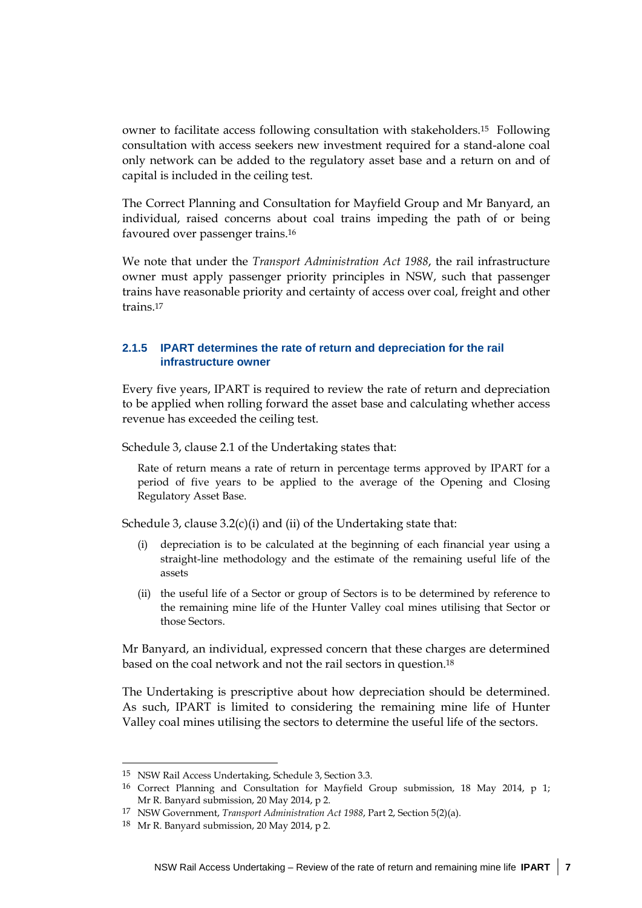owner to facilitate access following consultation with stakeholders.[15] Following consultation with access seekers new investment required for a stand-alone coal only network can be added to the regulatory asset base and a return on and of capital is included in the ceiling test.

The Correct Planning and Consultation for Mayfield Group and Mr Banyard, an individual, raised concerns about coal trains impeding the path of or being favoured over passenger trains.[16]

We note that under the *Transport Administration Act 1988*, the rail infrastructure owner must apply passenger priority principles in NSW, such that passenger trains have reasonable priority and certainty of access over coal, freight and other trains.[17]

### 2.1.5 IPART determines the rate of return and depreciation for the rail infrastructure owner

Every five years, IPART is required to review the rate of return and depreciation to be applied when rolling forward the asset base and calculating whether access revenue has exceeded the ceiling test.

Schedule 3, clause 2.1 of the Undertaking states that:

> Rate of return means a rate of return in percentage terms approved by IPART for a period of five years to be applied to the average of the Opening and Closing Regulatory Asset Base.

Schedule 3, clause 3.2(c)(i) and (ii) of the Undertaking state that:

> (i) depreciation is to be calculated at the beginning of each financial year using a straight-line methodology and the estimate of the remaining useful life of the assets
>
> (ii) the useful life of a Sector or group of Sectors is to be determined by reference to the remaining mine life of the Hunter Valley coal mines utilising that Sector or those Sectors.

Mr Banyard, an individual, expressed concern that these charges are determined based on the coal network and not the rail sectors in question.[18]

The Undertaking is prescriptive about how depreciation should be determined. As such, IPART is limited to considering the remaining mine life of Hunter Valley coal mines utilising the sectors to determine the useful life of the sectors.

---

[15] NSW Rail Access Undertaking, Schedule 3, Section 3.3.

[16] Correct Planning and Consultation for Mayfield Group submission, 18 May 2014, p 1; Mr R. Banyard submission, 20 May 2014, p 2.

[17] NSW Government, *Transport Administration Act 1988*, Part 2, Section 5(2)(a).

[18] Mr R. Banyard submission, 20 May 2014, p 2.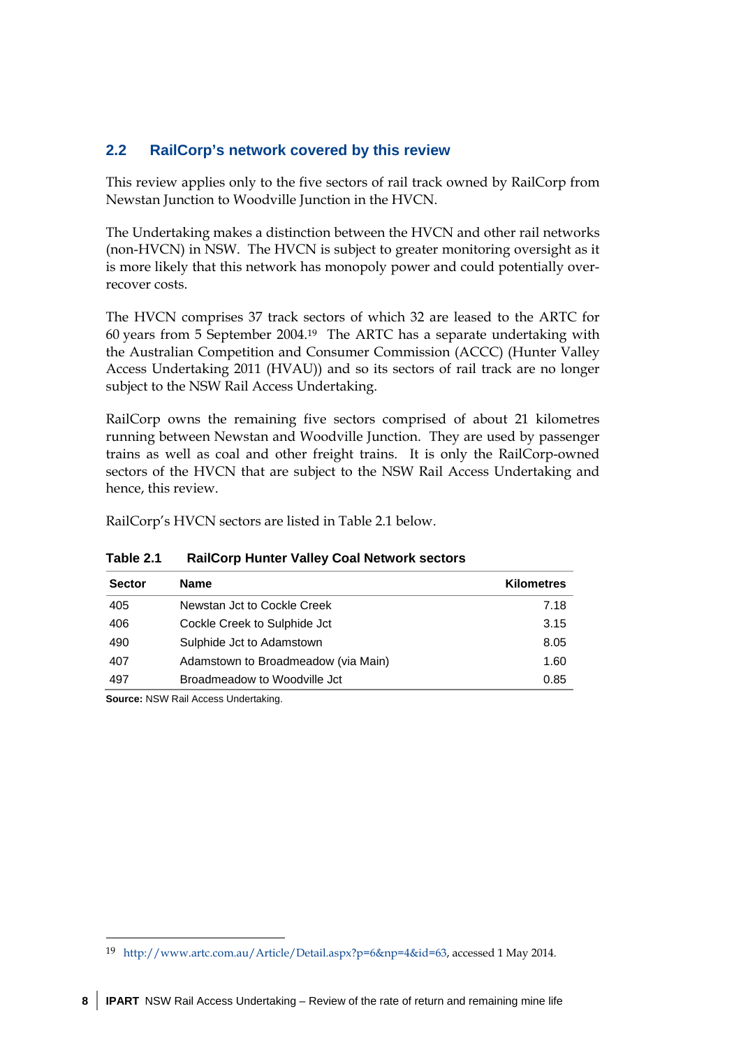## 2.2 RailCorp's network covered by this review

This review applies only to the five sectors of rail track owned by RailCorp from Newstan Junction to Woodville Junction in the HVCN.

The Undertaking makes a distinction between the HVCN and other rail networks (non-HVCN) in NSW. The HVCN is subject to greater monitoring oversight as it is more likely that this network has monopoly power and could potentially over-recover costs.

The HVCN comprises 37 track sectors of which 32 are leased to the ARTC for 60 years from 5 September 2004.[19] The ARTC has a separate undertaking with the Australian Competition and Consumer Commission (ACCC) (Hunter Valley Access Undertaking 2011 (HVAU)) and so its sectors of rail track are no longer subject to the NSW Rail Access Undertaking.

RailCorp owns the remaining five sectors comprised of about 21 kilometres running between Newstan and Woodville Junction. They are used by passenger trains as well as coal and other freight trains. It is only the RailCorp-owned sectors of the HVCN that are subject to the NSW Rail Access Undertaking and hence, this review.

RailCorp's HVCN sectors are listed in Table 2.1 below.

**Table 2.1 RailCorp Hunter Valley Coal Network sectors**

| Sector | Name | Kilometres |
|---|---|---|
| 405 | Newstan Jct to Cockle Creek | 7.18 |
| 406 | Cockle Creek to Sulphide Jct | 3.15 |
| 490 | Sulphide Jct to Adamstown | 8.05 |
| 407 | Adamstown to Broadmeadow (via Main) | 1.60 |
| 497 | Broadmeadow to Woodville Jct | 0.85 |

**Source:** NSW Rail Access Undertaking.

[19] http://www.artc.com.au/Article/Detail.aspx?p=6&np=4&id=63, accessed 1 May 2014.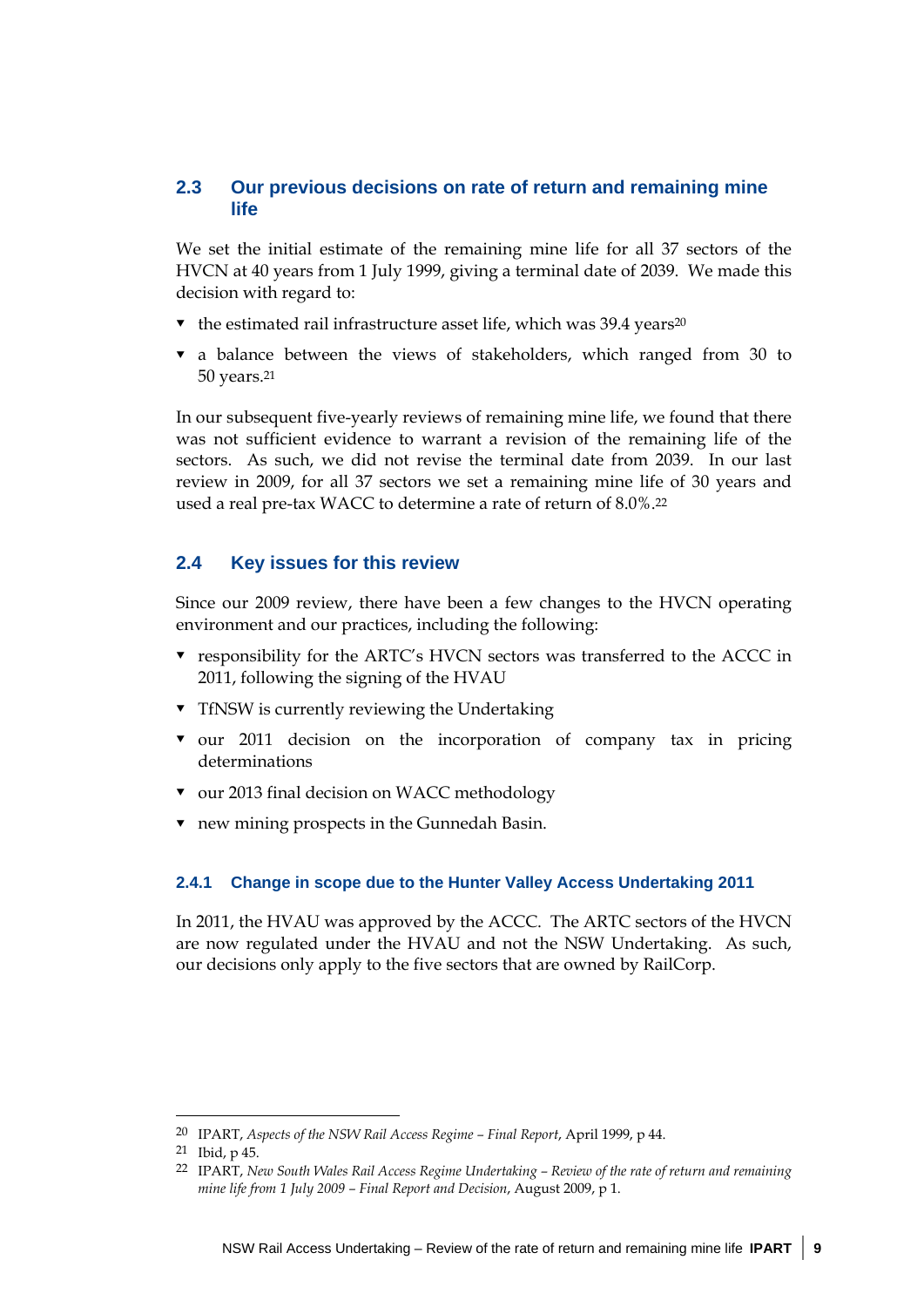## 2.3 Our previous decisions on rate of return and remaining mine life

We set the initial estimate of the remaining mine life for all 37 sectors of the HVCN at 40 years from 1 July 1999, giving a terminal date of 2039. We made this decision with regard to:

- the estimated rail infrastructure asset life, which was 39.4 years[20]
- a balance between the views of stakeholders, which ranged from 30 to 50 years.[21]

In our subsequent five-yearly reviews of remaining mine life, we found that there was not sufficient evidence to warrant a revision of the remaining life of the sectors. As such, we did not revise the terminal date from 2039. In our last review in 2009, for all 37 sectors we set a remaining mine life of 30 years and used a real pre-tax WACC to determine a rate of return of 8.0%.[22]

## 2.4 Key issues for this review

Since our 2009 review, there have been a few changes to the HVCN operating environment and our practices, including the following:

- responsibility for the ARTC's HVCN sectors was transferred to the ACCC in 2011, following the signing of the HVAU
- TfNSW is currently reviewing the Undertaking
- our 2011 decision on the incorporation of company tax in pricing determinations
- our 2013 final decision on WACC methodology
- new mining prospects in the Gunnedah Basin.

### 2.4.1 Change in scope due to the Hunter Valley Access Undertaking 2011

In 2011, the HVAU was approved by the ACCC. The ARTC sectors of the HVCN are now regulated under the HVAU and not the NSW Undertaking. As such, our decisions only apply to the five sectors that are owned by RailCorp.

---

20 IPART, *Aspects of the NSW Rail Access Regime – Final Report*, April 1999, p 44.

21 Ibid, p 45.

22 IPART, *New South Wales Rail Access Regime Undertaking – Review of the rate of return and remaining mine life from 1 July 2009 – Final Report and Decision*, August 2009, p 1.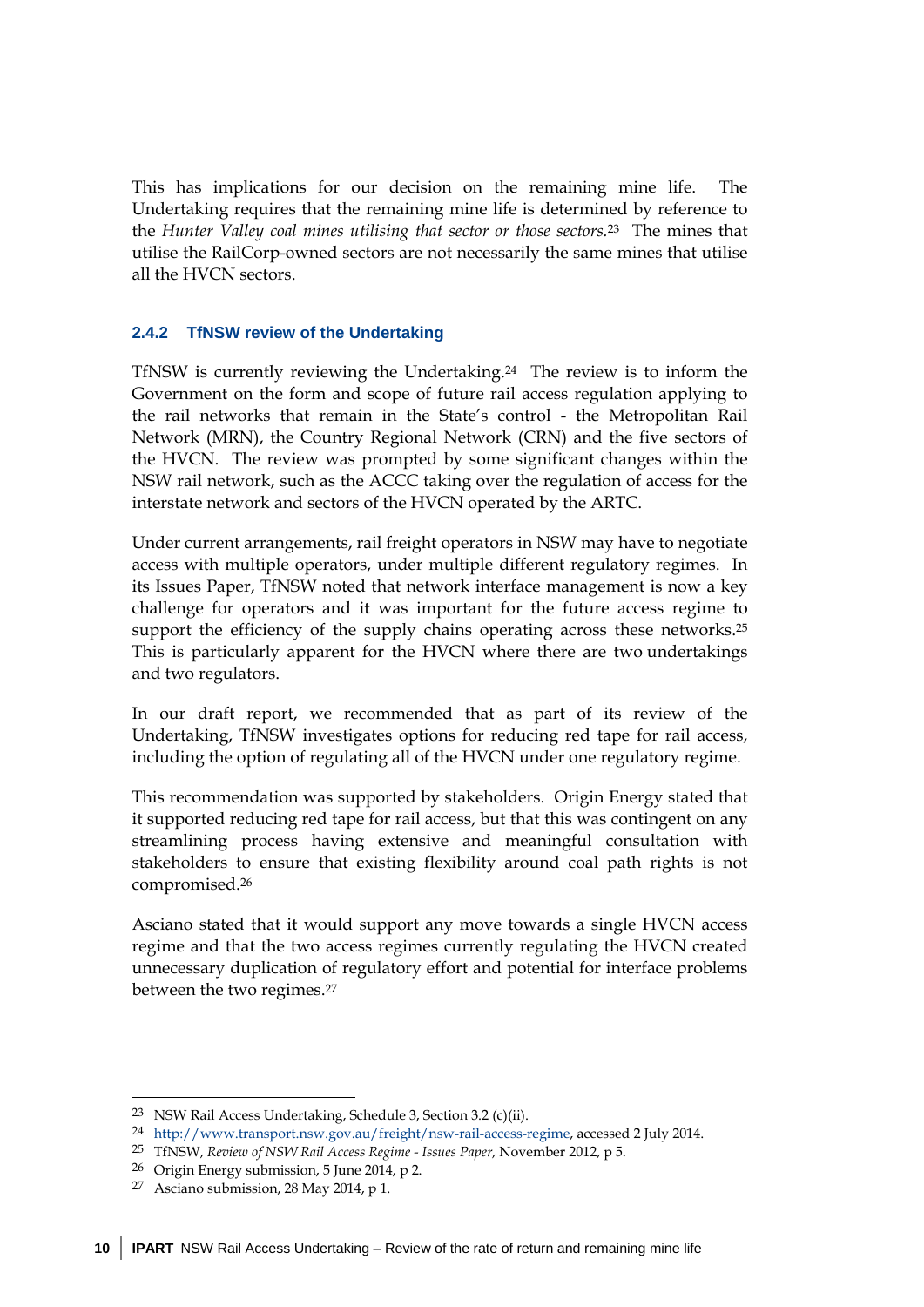This has implications for our decision on the remaining mine life. The Undertaking requires that the remaining mine life is determined by reference to the *Hunter Valley coal mines utilising that sector or those sectors*.[23] The mines that utilise the RailCorp-owned sectors are not necessarily the same mines that utilise all the HVCN sectors.

### 2.4.2 TfNSW review of the Undertaking

TfNSW is currently reviewing the Undertaking.[24] The review is to inform the Government on the form and scope of future rail access regulation applying to the rail networks that remain in the State's control - the Metropolitan Rail Network (MRN), the Country Regional Network (CRN) and the five sectors of the HVCN. The review was prompted by some significant changes within the NSW rail network, such as the ACCC taking over the regulation of access for the interstate network and sectors of the HVCN operated by the ARTC.

Under current arrangements, rail freight operators in NSW may have to negotiate access with multiple operators, under multiple different regulatory regimes. In its Issues Paper, TfNSW noted that network interface management is now a key challenge for operators and it was important for the future access regime to support the efficiency of the supply chains operating across these networks.[25] This is particularly apparent for the HVCN where there are two undertakings and two regulators.

In our draft report, we recommended that as part of its review of the Undertaking, TfNSW investigates options for reducing red tape for rail access, including the option of regulating all of the HVCN under one regulatory regime.

This recommendation was supported by stakeholders. Origin Energy stated that it supported reducing red tape for rail access, but that this was contingent on any streamlining process having extensive and meaningful consultation with stakeholders to ensure that existing flexibility around coal path rights is not compromised.[26]

Asciano stated that it would support any move towards a single HVCN access regime and that the two access regimes currently regulating the HVCN created unnecessary duplication of regulatory effort and potential for interface problems between the two regimes.[27]

---

[23] NSW Rail Access Undertaking, Schedule 3, Section 3.2 (c)(ii).

[24] http://www.transport.nsw.gov.au/freight/nsw-rail-access-regime, accessed 2 July 2014.

[25] TfNSW, *Review of NSW Rail Access Regime - Issues Paper*, November 2012, p 5.

[26] Origin Energy submission, 5 June 2014, p 2.

[27] Asciano submission, 28 May 2014, p 1.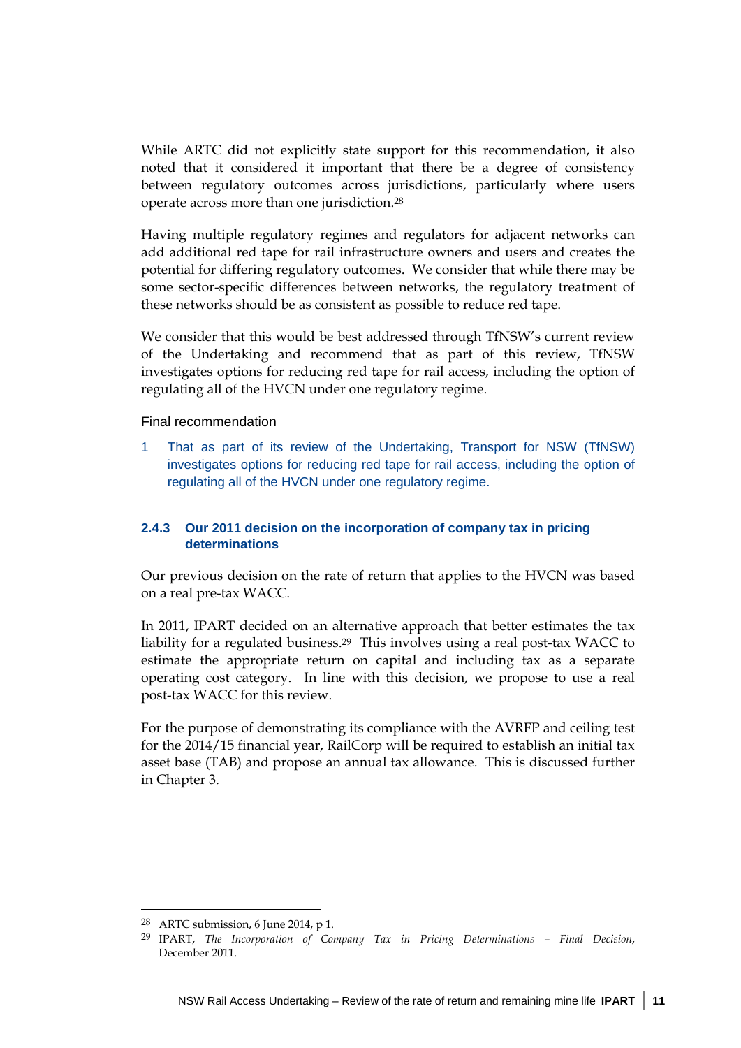While ARTC did not explicitly state support for this recommendation, it also noted that it considered it important that there be a degree of consistency between regulatory outcomes across jurisdictions, particularly where users operate across more than one jurisdiction.[28]

Having multiple regulatory regimes and regulators for adjacent networks can add additional red tape for rail infrastructure owners and users and creates the potential for differing regulatory outcomes. We consider that while there may be some sector-specific differences between networks, the regulatory treatment of these networks should be as consistent as possible to reduce red tape.

We consider that this would be best addressed through TfNSW's current review of the Undertaking and recommend that as part of this review, TfNSW investigates options for reducing red tape for rail access, including the option of regulating all of the HVCN under one regulatory regime.

Final recommendation

1 That as part of its review of the Undertaking, Transport for NSW (TfNSW) investigates options for reducing red tape for rail access, including the option of regulating all of the HVCN under one regulatory regime.

### 2.4.3 Our 2011 decision on the incorporation of company tax in pricing determinations

Our previous decision on the rate of return that applies to the HVCN was based on a real pre-tax WACC.

In 2011, IPART decided on an alternative approach that better estimates the tax liability for a regulated business.[29] This involves using a real post-tax WACC to estimate the appropriate return on capital and including tax as a separate operating cost category. In line with this decision, we propose to use a real post-tax WACC for this review.

For the purpose of demonstrating its compliance with the AVRFP and ceiling test for the 2014/15 financial year, RailCorp will be required to establish an initial tax asset base (TAB) and propose an annual tax allowance. This is discussed further in Chapter 3.

---

[28] ARTC submission, 6 June 2014, p 1.

[29] IPART, *The Incorporation of Company Tax in Pricing Determinations – Final Decision*, December 2011.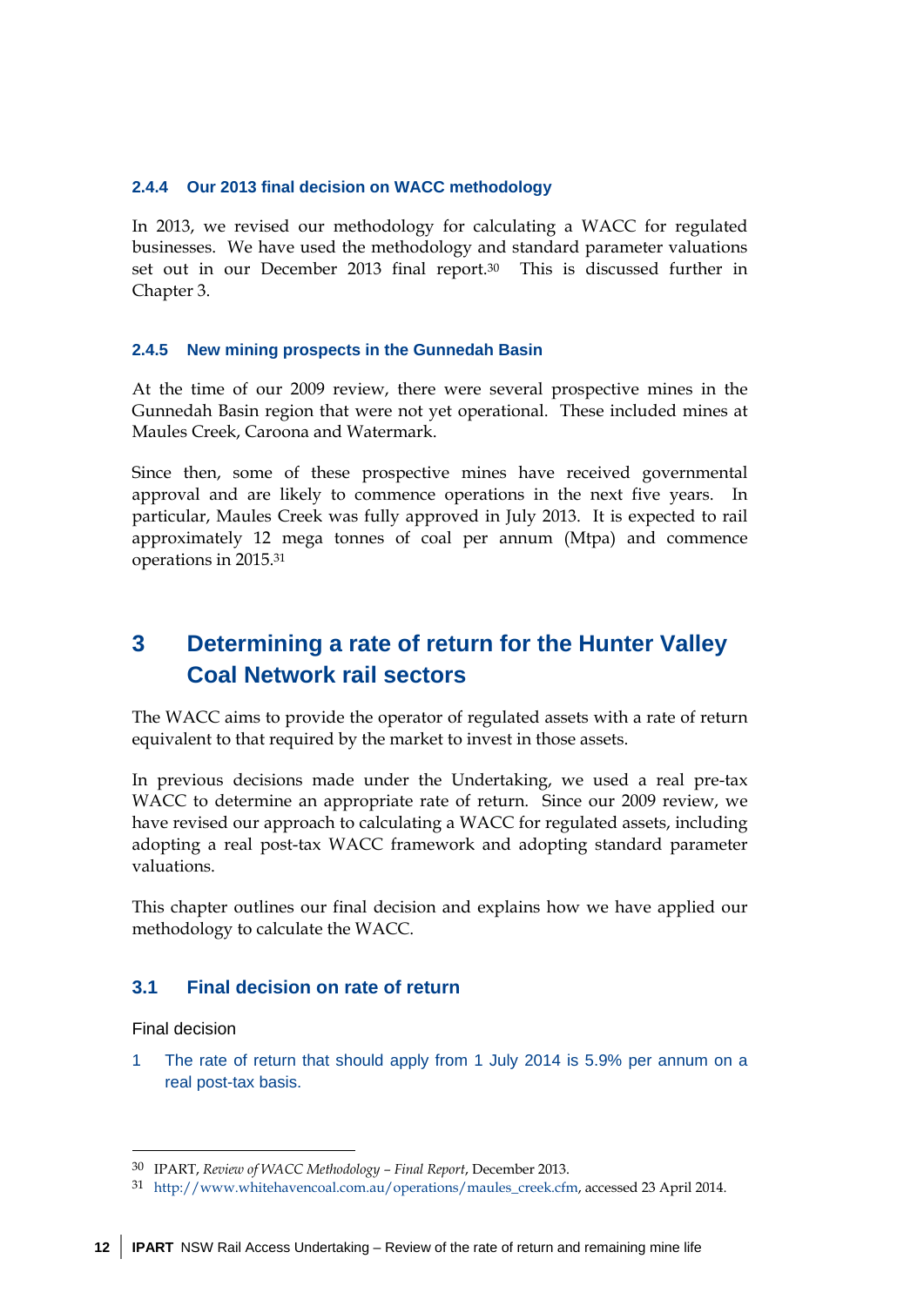### 2.4.4 Our 2013 final decision on WACC methodology

In 2013, we revised our methodology for calculating a WACC for regulated businesses. We have used the methodology and standard parameter valuations set out in our December 2013 final report.[30] This is discussed further in Chapter 3.

### 2.4.5 New mining prospects in the Gunnedah Basin

At the time of our 2009 review, there were several prospective mines in the Gunnedah Basin region that were not yet operational. These included mines at Maules Creek, Caroona and Watermark.

Since then, some of these prospective mines have received governmental approval and are likely to commence operations in the next five years. In particular, Maules Creek was fully approved in July 2013. It is expected to rail approximately 12 mega tonnes of coal per annum (Mtpa) and commence operations in 2015.[31]

# 3 Determining a rate of return for the Hunter Valley Coal Network rail sectors

The WACC aims to provide the operator of regulated assets with a rate of return equivalent to that required by the market to invest in those assets.

In previous decisions made under the Undertaking, we used a real pre-tax WACC to determine an appropriate rate of return. Since our 2009 review, we have revised our approach to calculating a WACC for regulated assets, including adopting a real post-tax WACC framework and adopting standard parameter valuations.

This chapter outlines our final decision and explains how we have applied our methodology to calculate the WACC.

## 3.1 Final decision on rate of return

Final decision

1 The rate of return that should apply from 1 July 2014 is 5.9% per annum on a real post-tax basis.

---

[30] IPART, *Review of WACC Methodology – Final Report*, December 2013.

[31] http://www.whitehavencoal.com.au/operations/maules_creek.cfm, accessed 23 April 2014.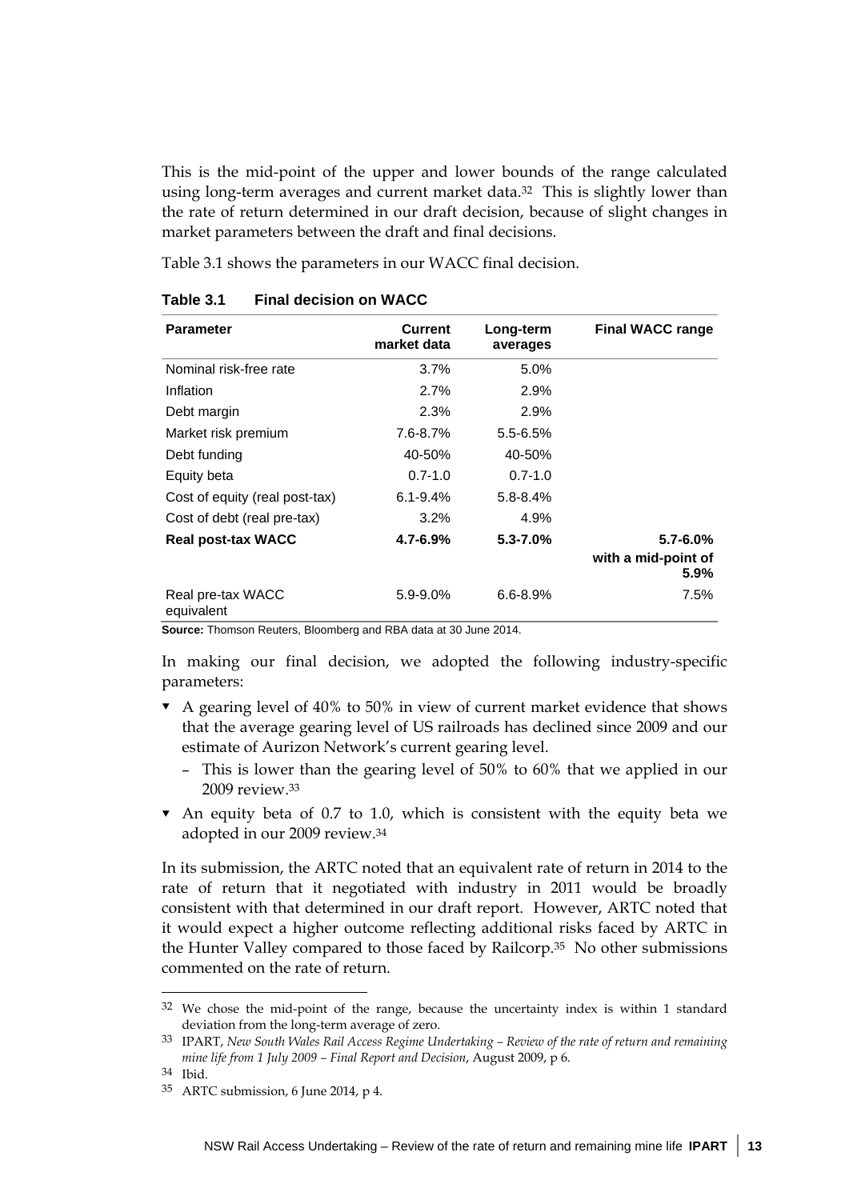This is the mid-point of the upper and lower bounds of the range calculated using long-term averages and current market data.[32] This is slightly lower than the rate of return determined in our draft decision, because of slight changes in market parameters between the draft and final decisions.

Table 3.1 shows the parameters in our WACC final decision.

**Table 3.1 Final decision on WACC**

| Parameter | Current market data | Long-term averages | Final WACC range |
|---|---|---|---|
| Nominal risk-free rate | 3.7% | 5.0% | |
| Inflation | 2.7% | 2.9% | |
| Debt margin | 2.3% | 2.9% | |
| Market risk premium | 7.6-8.7% | 5.5-6.5% | |
| Debt funding | 40-50% | 40-50% | |
| Equity beta | 0.7-1.0 | 0.7-1.0 | |
| Cost of equity (real post-tax) | 6.1-9.4% | 5.8-8.4% | |
| Cost of debt (real pre-tax) | 3.2% | 4.9% | |
| **Real post-tax WACC** | **4.7-6.9%** | **5.3-7.0%** | **5.7-6.0% with a mid-point of 5.9%** |
| Real pre-tax WACC equivalent | 5.9-9.0% | 6.6-8.9% | 7.5% |

**Source:** Thomson Reuters, Bloomberg and RBA data at 30 June 2014.

In making our final decision, we adopted the following industry-specific parameters:

- A gearing level of 40% to 50% in view of current market evidence that shows that the average gearing level of US railroads has declined since 2009 and our estimate of Aurizon Network's current gearing level.
  - This is lower than the gearing level of 50% to 60% that we applied in our 2009 review.[33]
- An equity beta of 0.7 to 1.0, which is consistent with the equity beta we adopted in our 2009 review.[34]

In its submission, the ARTC noted that an equivalent rate of return in 2014 to the rate of return that it negotiated with industry in 2011 would be broadly consistent with that determined in our draft report. However, ARTC noted that it would expect a higher outcome reflecting additional risks faced by ARTC in the Hunter Valley compared to those faced by Railcorp.[35] No other submissions commented on the rate of return.

---

[32] We chose the mid-point of the range, because the uncertainty index is within 1 standard deviation from the long-term average of zero.

[33] IPART, *New South Wales Rail Access Regime Undertaking – Review of the rate of return and remaining mine life from 1 July 2009 – Final Report and Decision*, August 2009, p 6.

[34] Ibid.

[35] ARTC submission, 6 June 2014, p 4.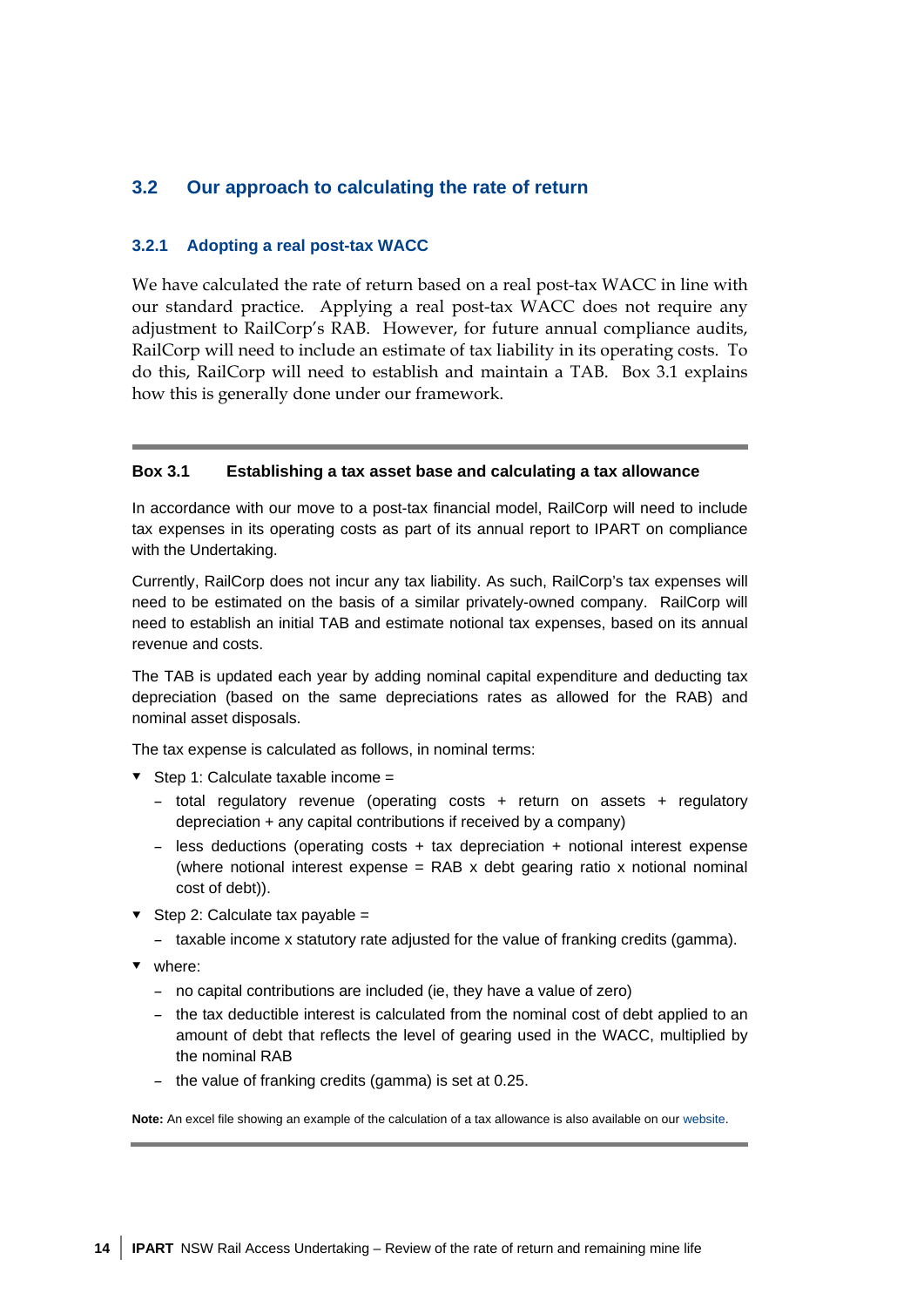## 3.2 Our approach to calculating the rate of return

### 3.2.1 Adopting a real post-tax WACC

We have calculated the rate of return based on a real post-tax WACC in line with our standard practice. Applying a real post-tax WACC does not require any adjustment to RailCorp's RAB. However, for future annual compliance audits, RailCorp will need to include an estimate of tax liability in its operating costs. To do this, RailCorp will need to establish and maintain a TAB. Box 3.1 explains how this is generally done under our framework.

---

**Box 3.1 Establishing a tax asset base and calculating a tax allowance**

In accordance with our move to a post-tax financial model, RailCorp will need to include tax expenses in its operating costs as part of its annual report to IPART on compliance with the Undertaking.

Currently, RailCorp does not incur any tax liability. As such, RailCorp's tax expenses will need to be estimated on the basis of a similar privately-owned company. RailCorp will need to establish an initial TAB and estimate notional tax expenses, based on its annual revenue and costs.

The TAB is updated each year by adding nominal capital expenditure and deducting tax depreciation (based on the same depreciations rates as allowed for the RAB) and nominal asset disposals.

The tax expense is calculated as follows, in nominal terms:

- Step 1: Calculate taxable income =
  - total regulatory revenue (operating costs + return on assets + regulatory depreciation + any capital contributions if received by a company)
  - less deductions (operating costs + tax depreciation + notional interest expense (where notional interest expense = RAB x debt gearing ratio x notional nominal cost of debt)).
- Step 2: Calculate tax payable =
  - taxable income x statutory rate adjusted for the value of franking credits (gamma).
- where:
  - no capital contributions are included (ie, they have a value of zero)
  - the tax deductible interest is calculated from the nominal cost of debt applied to an amount of debt that reflects the level of gearing used in the WACC, multiplied by the nominal RAB
  - the value of franking credits (gamma) is set at 0.25.

**Note:** An excel file showing an example of the calculation of a tax allowance is also available on our website.

---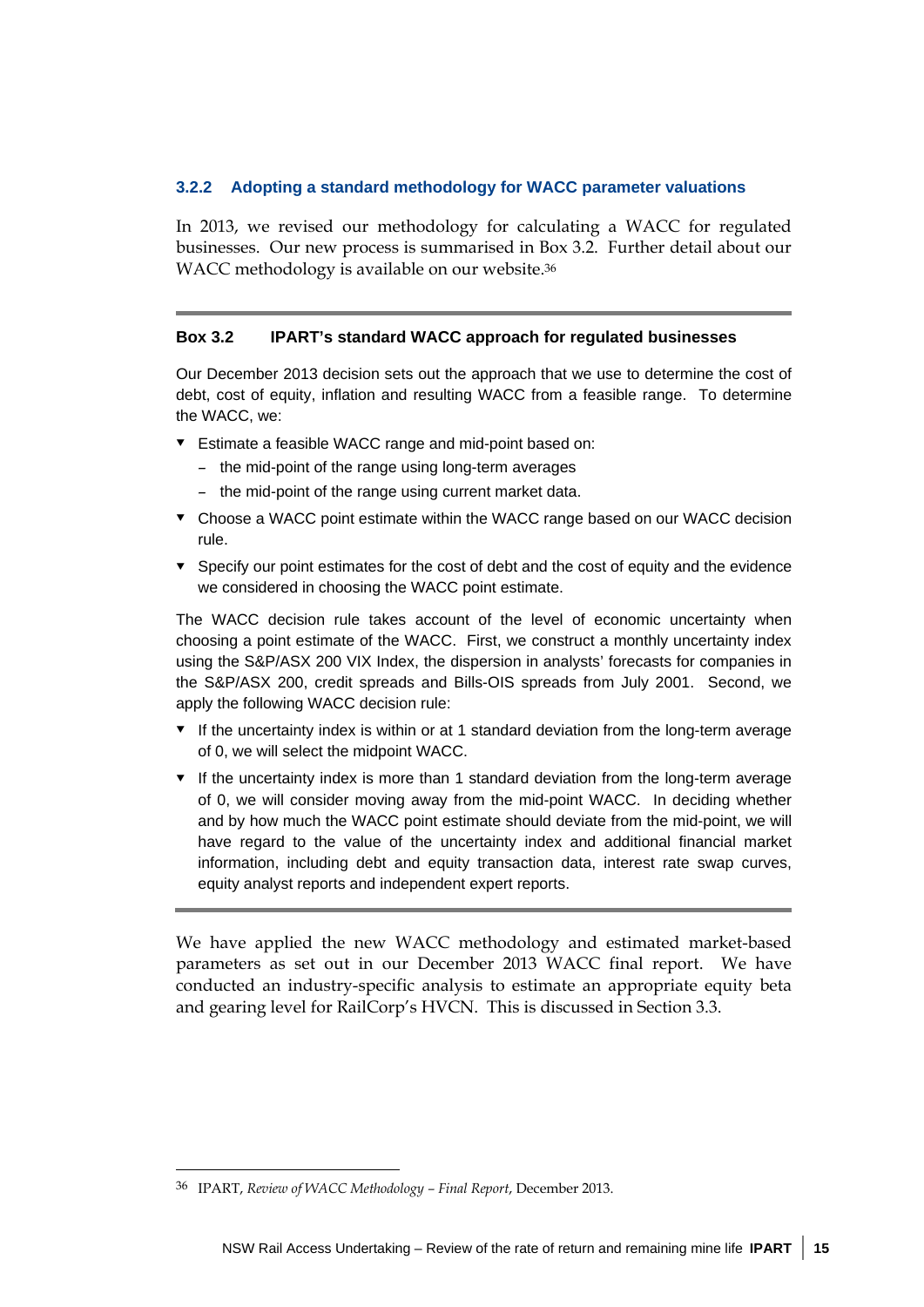### 3.2.2 Adopting a standard methodology for WACC parameter valuations

In 2013, we revised our methodology for calculating a WACC for regulated businesses. Our new process is summarised in Box 3.2. Further detail about our WACC methodology is available on our website.[36]

---

**Box 3.2 IPART's standard WACC approach for regulated businesses**

Our December 2013 decision sets out the approach that we use to determine the cost of debt, cost of equity, inflation and resulting WACC from a feasible range. To determine the WACC, we:

- Estimate a feasible WACC range and mid-point based on:
  - the mid-point of the range using long-term averages
  - the mid-point of the range using current market data.
- Choose a WACC point estimate within the WACC range based on our WACC decision rule.
- Specify our point estimates for the cost of debt and the cost of equity and the evidence we considered in choosing the WACC point estimate.

The WACC decision rule takes account of the level of economic uncertainty when choosing a point estimate of the WACC. First, we construct a monthly uncertainty index using the S&P/ASX 200 VIX Index, the dispersion in analysts' forecasts for companies in the S&P/ASX 200, credit spreads and Bills-OIS spreads from July 2001. Second, we apply the following WACC decision rule:

- If the uncertainty index is within or at 1 standard deviation from the long-term average of 0, we will select the midpoint WACC.
- If the uncertainty index is more than 1 standard deviation from the long-term average of 0, we will consider moving away from the mid-point WACC. In deciding whether and by how much the WACC point estimate should deviate from the mid-point, we will have regard to the value of the uncertainty index and additional financial market information, including debt and equity transaction data, interest rate swap curves, equity analyst reports and independent expert reports.

---

We have applied the new WACC methodology and estimated market-based parameters as set out in our December 2013 WACC final report. We have conducted an industry-specific analysis to estimate an appropriate equity beta and gearing level for RailCorp's HVCN. This is discussed in Section 3.3.

[36] IPART, *Review of WACC Methodology – Final Report*, December 2013.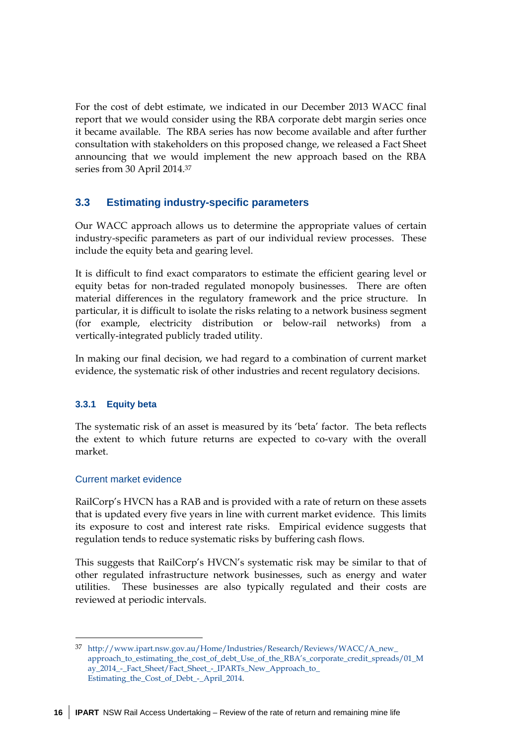For the cost of debt estimate, we indicated in our December 2013 WACC final report that we would consider using the RBA corporate debt margin series once it became available. The RBA series has now become available and after further consultation with stakeholders on this proposed change, we released a Fact Sheet announcing that we would implement the new approach based on the RBA series from 30 April 2014.[37]

## 3.3 Estimating industry-specific parameters

Our WACC approach allows us to determine the appropriate values of certain industry-specific parameters as part of our individual review processes. These include the equity beta and gearing level.

It is difficult to find exact comparators to estimate the efficient gearing level or equity betas for non-traded regulated monopoly businesses. There are often material differences in the regulatory framework and the price structure. In particular, it is difficult to isolate the risks relating to a network business segment (for example, electricity distribution or below-rail networks) from a vertically-integrated publicly traded utility.

In making our final decision, we had regard to a combination of current market evidence, the systematic risk of other industries and recent regulatory decisions.

### 3.3.1 Equity beta

The systematic risk of an asset is measured by its 'beta' factor. The beta reflects the extent to which future returns are expected to co-vary with the overall market.

#### Current market evidence

RailCorp's HVCN has a RAB and is provided with a rate of return on these assets that is updated every five years in line with current market evidence. This limits its exposure to cost and interest rate risks. Empirical evidence suggests that regulation tends to reduce systematic risks by buffering cash flows.

This suggests that RailCorp's HVCN's systematic risk may be similar to that of other regulated infrastructure network businesses, such as energy and water utilities. These businesses are also typically regulated and their costs are reviewed at periodic intervals.

---

[37] http://www.ipart.nsw.gov.au/Home/Industries/Research/Reviews/WACC/A_new_approach_to_estimating_the_cost_of_debt_Use_of_the_RBA's_corporate_credit_spreads/01_May_2014_-_Fact_Sheet/Fact_Sheet_-_IPARTs_New_Approach_to_Estimating_the_Cost_of_Debt_-_April_2014.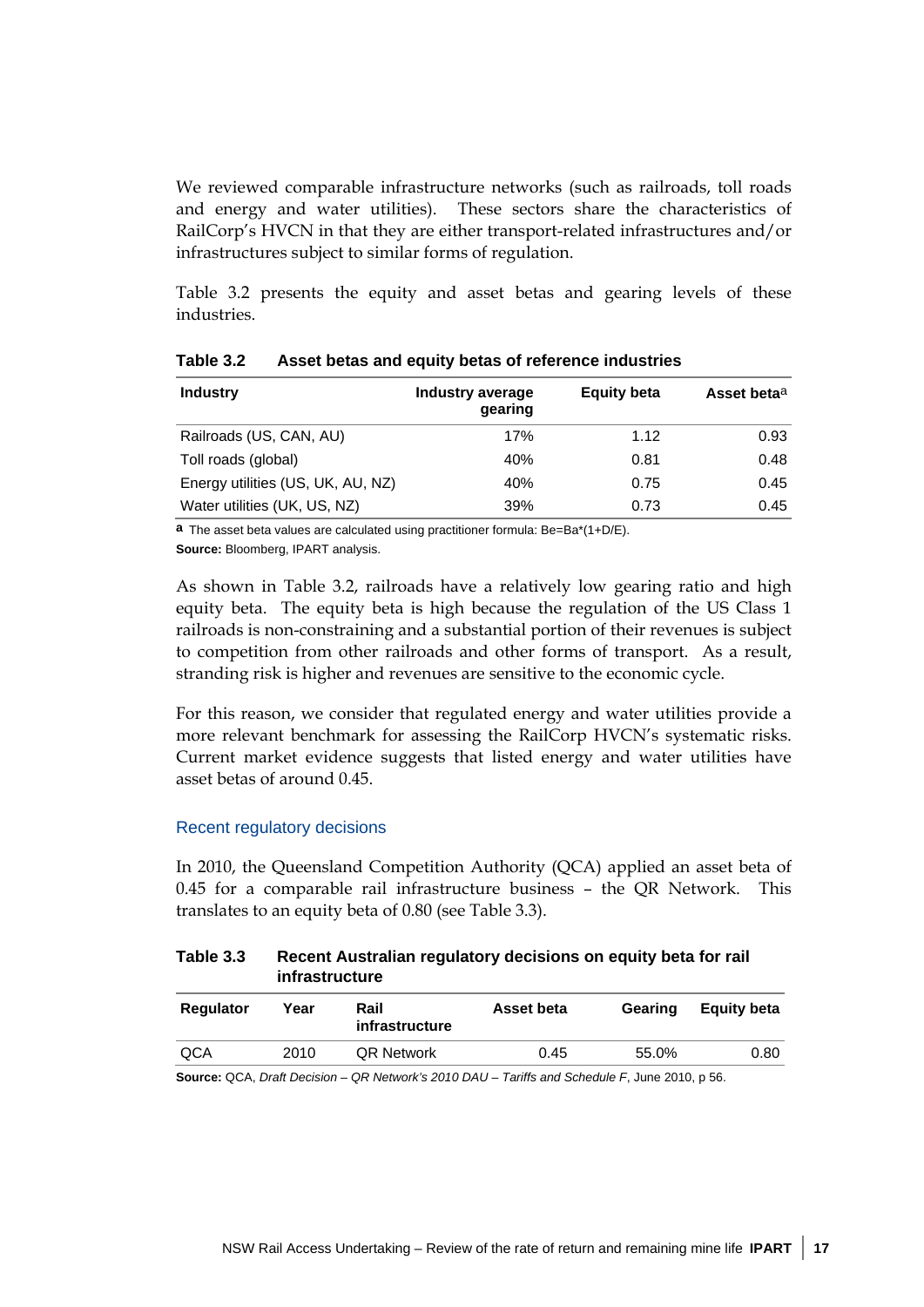We reviewed comparable infrastructure networks (such as railroads, toll roads and energy and water utilities). These sectors share the characteristics of RailCorp's HVCN in that they are either transport-related infrastructures and/or infrastructures subject to similar forms of regulation.

Table 3.2 presents the equity and asset betas and gearing levels of these industries.

**Table 3.2 Asset betas and equity betas of reference industries**

| Industry | Industry average gearing | Equity beta | Asset beta[a] |
|---|---|---|---|
| Railroads (US, CAN, AU) | 17% | 1.12 | 0.93 |
| Toll roads (global) | 40% | 0.81 | 0.48 |
| Energy utilities (US, UK, AU, NZ) | 40% | 0.75 | 0.45 |
| Water utilities (UK, US, NZ) | 39% | 0.73 | 0.45 |

**a** The asset beta values are calculated using practitioner formula: Be=Ba*(1+D/E).

**Source:** Bloomberg, IPART analysis.

As shown in Table 3.2, railroads have a relatively low gearing ratio and high equity beta. The equity beta is high because the regulation of the US Class 1 railroads is non-constraining and a substantial portion of their revenues is subject to competition from other railroads and other forms of transport. As a result, stranding risk is higher and revenues are sensitive to the economic cycle.

For this reason, we consider that regulated energy and water utilities provide a more relevant benchmark for assessing the RailCorp HVCN's systematic risks. Current market evidence suggests that listed energy and water utilities have asset betas of around 0.45.

### Recent regulatory decisions

In 2010, the Queensland Competition Authority (QCA) applied an asset beta of 0.45 for a comparable rail infrastructure business – the QR Network. This translates to an equity beta of 0.80 (see Table 3.3).

**Table 3.3 Recent Australian regulatory decisions on equity beta for rail infrastructure**

| Regulator | Year | Rail infrastructure | Asset beta | Gearing | Equity beta |
|---|---|---|---|---|---|
| QCA | 2010 | QR Network | 0.45 | 55.0% | 0.80 |

**Source:** QCA, *Draft Decision – QR Network's 2010 DAU – Tariffs and Schedule F*, June 2010, p 56.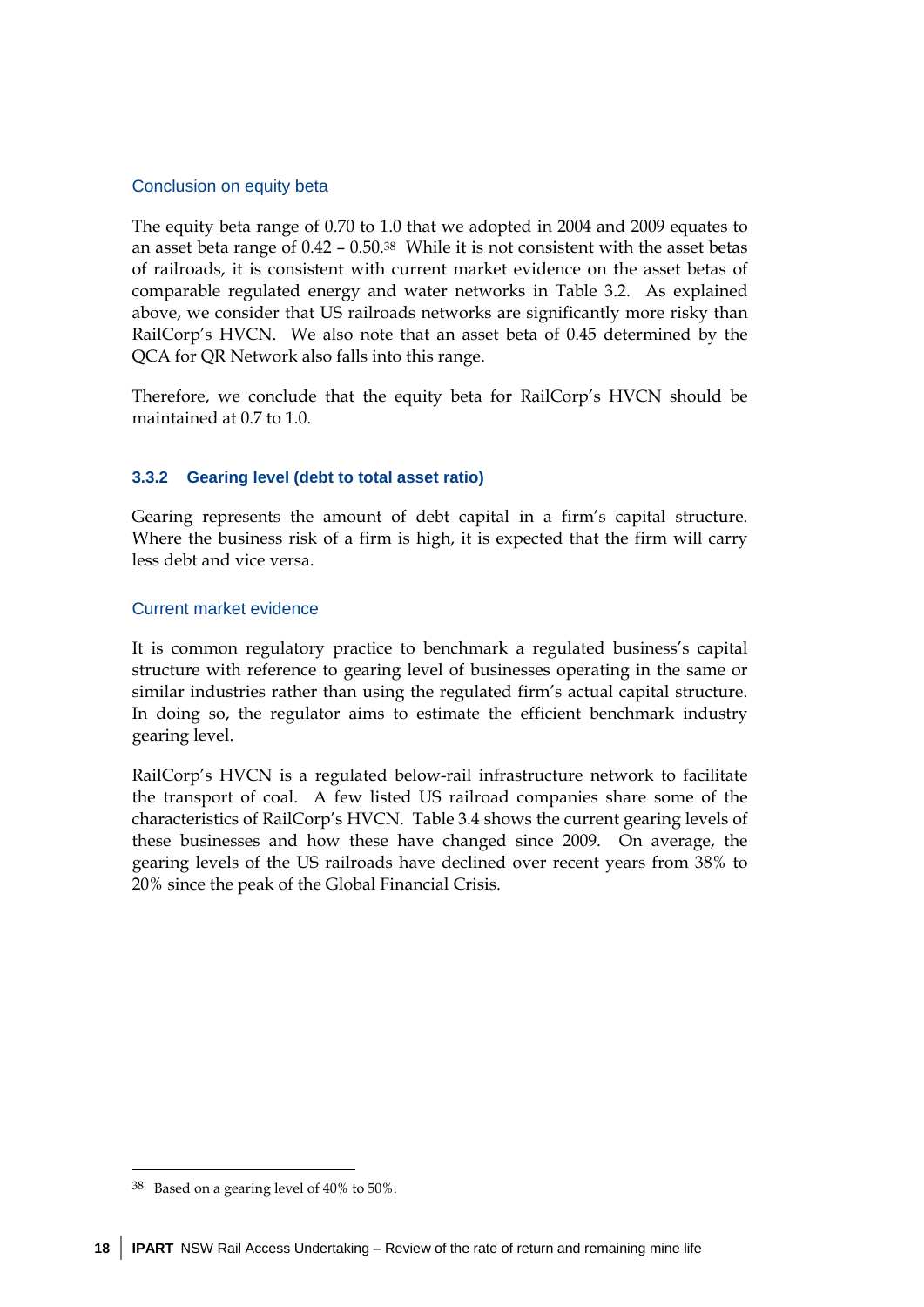### Conclusion on equity beta

The equity beta range of 0.70 to 1.0 that we adopted in 2004 and 2009 equates to an asset beta range of 0.42 – 0.50.[38] While it is not consistent with the asset betas of railroads, it is consistent with current market evidence on the asset betas of comparable regulated energy and water networks in Table 3.2. As explained above, we consider that US railroads networks are significantly more risky than RailCorp's HVCN. We also note that an asset beta of 0.45 determined by the QCA for QR Network also falls into this range.

Therefore, we conclude that the equity beta for RailCorp's HVCN should be maintained at 0.7 to 1.0.

## 3.3.2 Gearing level (debt to total asset ratio)

Gearing represents the amount of debt capital in a firm's capital structure. Where the business risk of a firm is high, it is expected that the firm will carry less debt and vice versa.

### Current market evidence

It is common regulatory practice to benchmark a regulated business's capital structure with reference to gearing level of businesses operating in the same or similar industries rather than using the regulated firm's actual capital structure. In doing so, the regulator aims to estimate the efficient benchmark industry gearing level.

RailCorp's HVCN is a regulated below-rail infrastructure network to facilitate the transport of coal. A few listed US railroad companies share some of the characteristics of RailCorp's HVCN. Table 3.4 shows the current gearing levels of the these businesses and how these have changed since 2009. On average, the gearing levels of the US railroads have declined over recent years from 38% to 20% since the peak of the Global Financial Crisis.

[38] Based on a gearing level of 40% to 50%.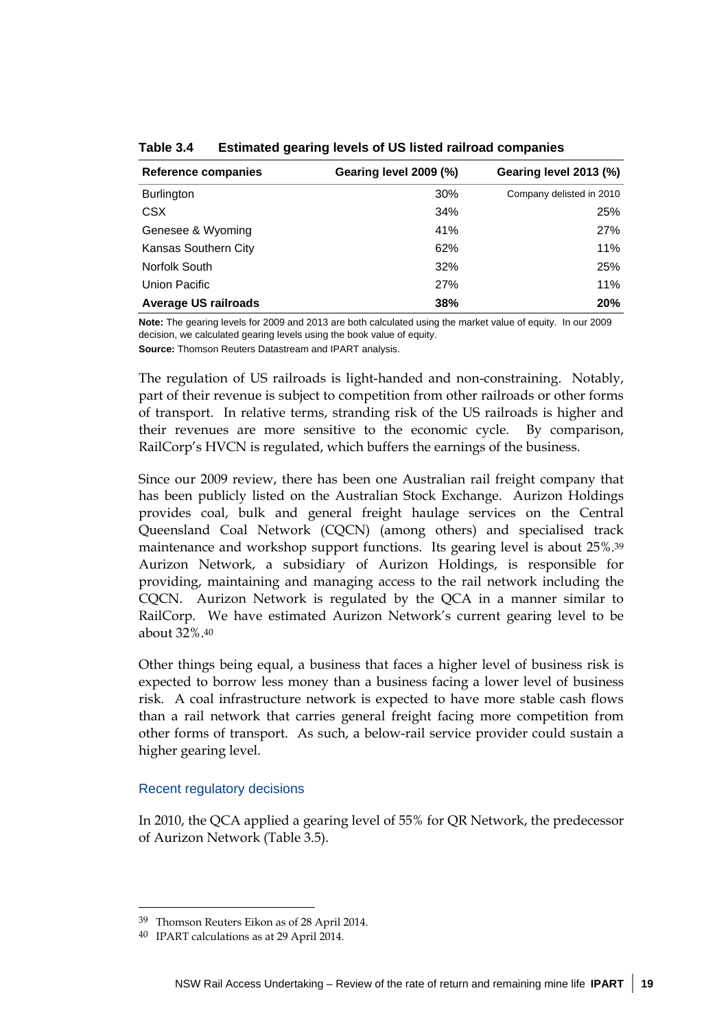**Table 3.4 Estimated gearing levels of US listed railroad companies**

| Reference companies | Gearing level 2009 (%) | Gearing level 2013 (%) |
|---|---|---|
| Burlington | 30% | Company delisted in 2010 |
| CSX | 34% | 25% |
| Genesee & Wyoming | 41% | 27% |
| Kansas Southern City | 62% | 11% |
| Norfolk South | 32% | 25% |
| Union Pacific | 27% | 11% |
| **Average US railroads** | **38%** | **20%** |

**Note:** The gearing levels for 2009 and 2013 are both calculated using the market value of equity. In our 2009 decision, we calculated gearing levels using the book value of equity.

**Source:** Thomson Reuters Datastream and IPART analysis.

The regulation of US railroads is light-handed and non-constraining. Notably, part of their revenue is subject to competition from other railroads or other forms of transport. In relative terms, stranding risk of the US railroads is higher and their revenues are more sensitive to the economic cycle. By comparison, RailCorp's HVCN is regulated, which buffers the earnings of the business.

Since our 2009 review, there has been one Australian rail freight company that has been publicly listed on the Australian Stock Exchange. Aurizon Holdings provides coal, bulk and general freight haulage services on the Central Queensland Coal Network (CQCN) (among others) and specialised track maintenance and workshop support functions. Its gearing level is about 25%.[39] Aurizon Network, a subsidiary of Aurizon Holdings, is responsible for providing, maintaining and managing access to the rail network including the CQCN. Aurizon Network is regulated by the QCA in a manner similar to RailCorp. We have estimated Aurizon Network's current gearing level to be about 32%.[40]

Other things being equal, a business that faces a higher level of business risk is expected to borrow less money than a business facing a lower level of business risk. A coal infrastructure network is expected to have more stable cash flows than a rail network that carries general freight facing more competition from other forms of transport. As such, a below-rail service provider could sustain a higher gearing level.

### Recent regulatory decisions

In 2010, the QCA applied a gearing level of 55% for QR Network, the predecessor of Aurizon Network (Table 3.5).

---

[39] Thomson Reuters Eikon as of 28 April 2014.

[40] IPART calculations as at 29 April 2014.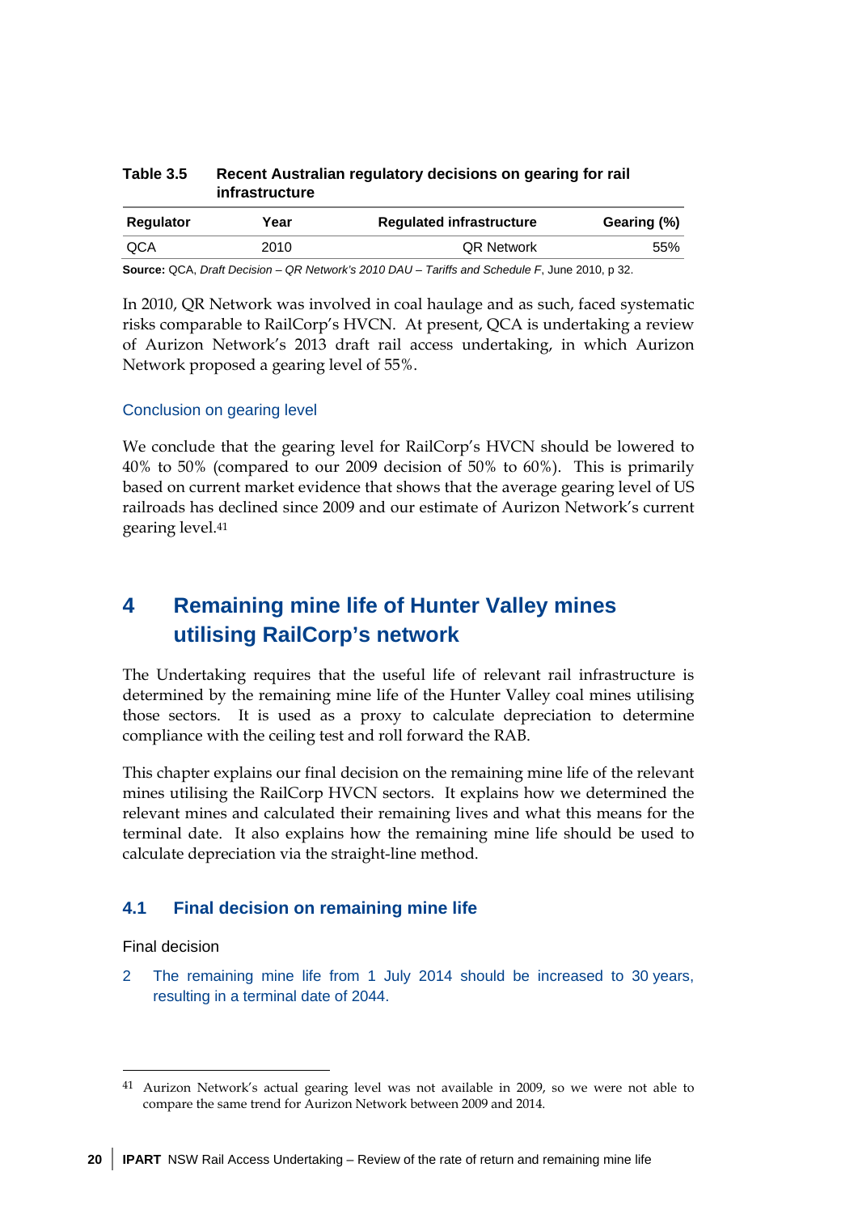**Table 3.5 Recent Australian regulatory decisions on gearing for rail infrastructure**

| Regulator | Year | Regulated infrastructure | Gearing (%) |
|---|---|---|---|
| QCA | 2010 | QR Network | 55% |

**Source:** QCA, *Draft Decision – QR Network's 2010 DAU – Tariffs and Schedule F*, June 2010, p 32.

In 2010, QR Network was involved in coal haulage and as such, faced systematic risks comparable to RailCorp's HVCN. At present, QCA is undertaking a review of Aurizon Network's 2013 draft rail access undertaking, in which Aurizon Network proposed a gearing level of 55%.

### Conclusion on gearing level

We conclude that the gearing level for RailCorp's HVCN should be lowered to 40% to 50% (compared to our 2009 decision of 50% to 60%). This is primarily based on current market evidence that shows that the average gearing level of US railroads has declined since 2009 and our estimate of Aurizon Network's current gearing level.[41]

# 4 Remaining mine life of Hunter Valley mines utilising RailCorp's network

The Undertaking requires that the useful life of relevant rail infrastructure is determined by the remaining mine life of the Hunter Valley coal mines utilising those sectors. It is used as a proxy to calculate depreciation to determine compliance with the ceiling test and roll forward the RAB.

This chapter explains our final decision on the remaining mine life of the relevant mines utilising the RailCorp HVCN sectors. It explains how we determined the relevant mines and calculated their remaining lives and what this means for the terminal date. It also explains how the remaining mine life should be used to calculate depreciation via the straight-line method.

## 4.1 Final decision on remaining mine life

Final decision

2 The remaining mine life from 1 July 2014 should be increased to 30 years, resulting in a terminal date of 2044.

---

[41] Aurizon Network's actual gearing level was not available in 2009, so we were not able to compare the same trend for Aurizon Network between 2009 and 2014.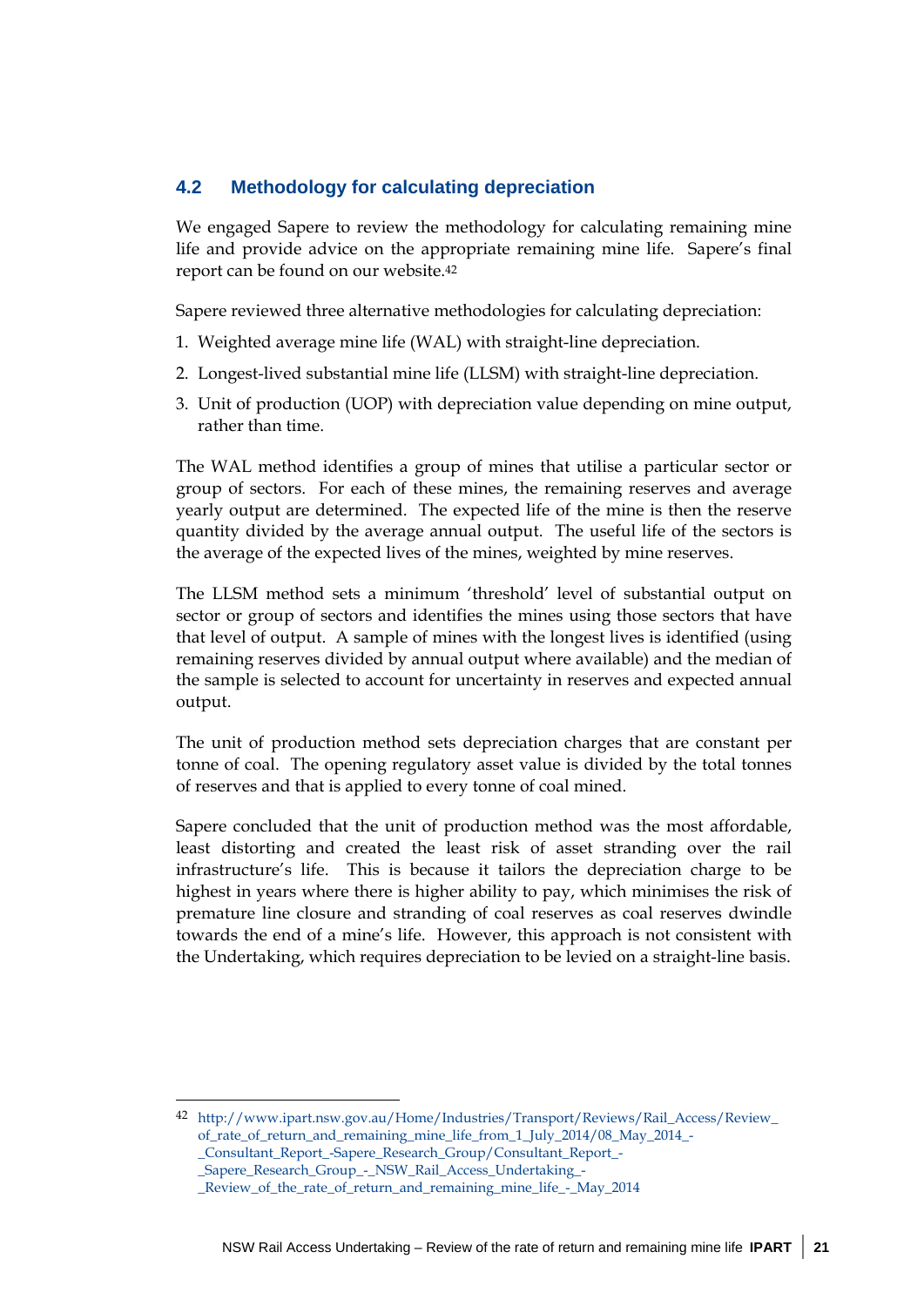## 4.2 Methodology for calculating depreciation

We engaged Sapere to review the methodology for calculating remaining mine life and provide advice on the appropriate remaining mine life. Sapere's final report can be found on our website.[42]

Sapere reviewed three alternative methodologies for calculating depreciation:

1. Weighted average mine life (WAL) with straight-line depreciation.
2. Longest-lived substantial mine life (LLSM) with straight-line depreciation.
3. Unit of production (UOP) with depreciation value depending on mine output, rather than time.

The WAL method identifies a group of mines that utilise a particular sector or group of sectors. For each of these mines, the remaining reserves and average yearly output are determined. The expected life of the mine is then the reserve quantity divided by the average annual output. The useful life of the sectors is the average of the expected lives of the mines, weighted by mine reserves.

The LLSM method sets a minimum 'threshold' level of substantial output on sector or group of sectors and identifies the mines using those sectors that have that level of output. A sample of mines with the longest lives is identified (using remaining reserves divided by annual output where available) and the median of the sample is selected to account for uncertainty in reserves and expected annual output.

The unit of production method sets depreciation charges that are constant per tonne of coal. The opening regulatory asset value is divided by the total tonnes of reserves and that is applied to every tonne of coal mined.

Sapere concluded that the unit of production method was the most affordable, least distorting and created the least risk of asset stranding over the rail infrastructure's life. This is because it tailors the depreciation charge to be highest in years where there is higher ability to pay, which minimises the risk of premature line closure and stranding of coal reserves as coal reserves dwindle towards the end of a mine's life. However, this approach is not consistent with the Undertaking, which requires depreciation to be levied on a straight-line basis.

---

[42] http://www.ipart.nsw.gov.au/Home/Industries/Transport/Reviews/Rail_Access/Review_of_rate_of_return_and_remaining_mine_life_from_1_July_2014/08_May_2014_-_Consultant_Report_-Sapere_Research_Group/Consultant_Report_-_Sapere_Research_Group_-_NSW_Rail_Access_Undertaking_-_Review_of_the_rate_of_return_and_remaining_mine_life_-_May_2014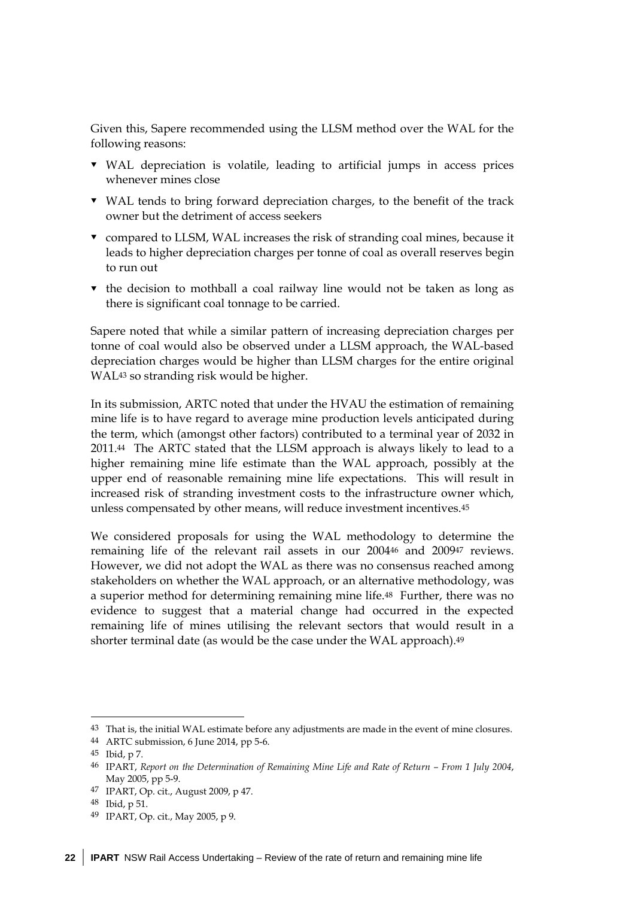Given this, Sapere recommended using the LLSM method over the WAL for the following reasons:

- WAL depreciation is volatile, leading to artificial jumps in access prices whenever mines close
- WAL tends to bring forward depreciation charges, to the benefit of the track owner but the detriment of access seekers
- compared to LLSM, WAL increases the risk of stranding coal mines, because it leads to higher depreciation charges per tonne of coal as overall reserves begin to run out
- the decision to mothball a coal railway line would not be taken as long as there is significant coal tonnage to be carried.

Sapere noted that while a similar pattern of increasing depreciation charges per tonne of coal would also be observed under a LLSM approach, the WAL-based depreciation charges would be higher than LLSM charges for the entire original WAL[43] so stranding risk would be higher.

In its submission, ARTC noted that under the HVAU the estimation of remaining mine life is to have regard to average mine production levels anticipated during the term, which (amongst other factors) contributed to a terminal year of 2032 in 2011.[44] The ARTC stated that the LLSM approach is always likely to lead to a higher remaining mine life estimate than the WAL approach, possibly at the upper end of reasonable remaining mine life expectations. This will result in increased risk of stranding investment costs to the infrastructure owner which, unless compensated by other means, will reduce investment incentives.[45]

We considered proposals for using the WAL methodology to determine the remaining life of the relevant rail assets in our 2004[46] and 2009[47] reviews. However, we did not adopt the WAL as there was no consensus reached among stakeholders on whether the WAL approach, or an alternative methodology, was a superior method for determining remaining mine life.[48] Further, there was no evidence to suggest that a material change had occurred in the expected remaining life of mines utilising the relevant sectors that would result in a shorter terminal date (as would be the case under the WAL approach).[49]

---

[43] That is, the initial WAL estimate before any adjustments are made in the event of mine closures.

[44] ARTC submission, 6 June 2014, pp 5-6.

[45] Ibid, p 7.

[46] IPART, *Report on the Determination of Remaining Mine Life and Rate of Return – From 1 July 2004*, May 2005, pp 5-9.

[47] IPART, Op. cit., August 2009, p 47.

[48] Ibid, p 51.

[49] IPART, Op. cit., May 2005, p 9.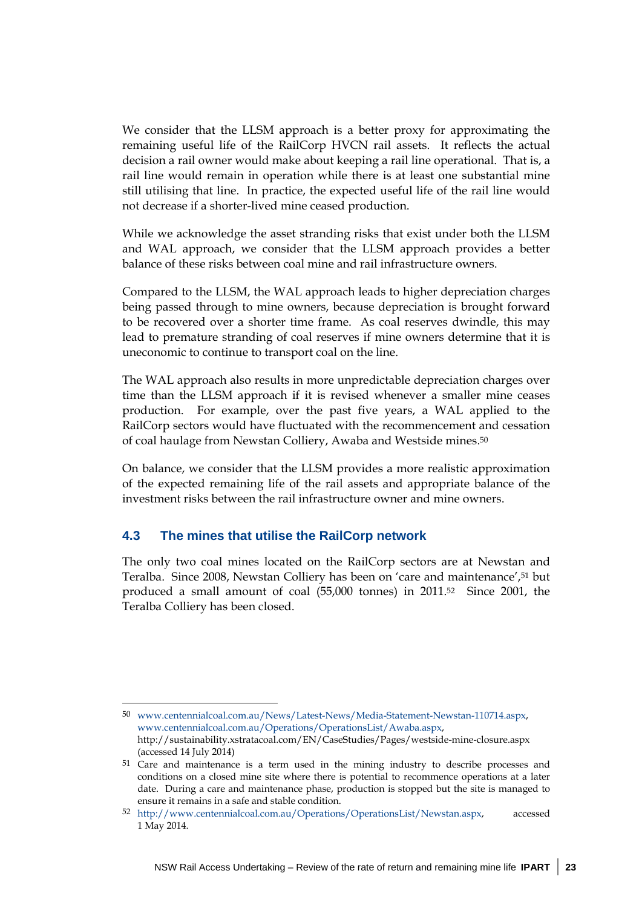We consider that the LLSM approach is a better proxy for approximating the remaining useful life of the RailCorp HVCN rail assets. It reflects the actual decision a rail owner would make about keeping a rail line operational. That is, a rail line would remain in operation while there is at least one substantial mine still utilising that line. In practice, the expected useful life of the rail line would not decrease if a shorter-lived mine ceased production.

While we acknowledge the asset stranding risks that exist under both the LLSM and WAL approach, we consider that the LLSM approach provides a better balance of these risks between coal mine and rail infrastructure owners.

Compared to the LLSM, the WAL approach leads to higher depreciation charges being passed through to mine owners, because depreciation is brought forward to be recovered over a shorter time frame. As coal reserves dwindle, this may lead to premature stranding of coal reserves if mine owners determine that it is uneconomic to continue to transport coal on the line.

The WAL approach also results in more unpredictable depreciation charges over time than the LLSM approach if it is revised whenever a smaller mine ceases production. For example, over the past five years, a WAL applied to the RailCorp sectors would have fluctuated with the recommencement and cessation of coal haulage from Newstan Colliery, Awaba and Westside mines.[50]

On balance, we consider that the LLSM provides a more realistic approximation of the expected remaining life of the rail assets and appropriate balance of the investment risks between the rail infrastructure owner and mine owners.

## 4.3 The mines that utilise the RailCorp network

The only two coal mines located on the RailCorp sectors are at Newstan and Teralba. Since 2008, Newstan Colliery has been on 'care and maintenance',[51] but produced a small amount of coal (55,000 tonnes) in 2011.[52] Since 2001, the Teralba Colliery has been closed.

---

[50] www.centennialcoal.com.au/News/Latest-News/Media-Statement-Newstan-110714.aspx, www.centennialcoal.com.au/Operations/OperationsList/Awaba.aspx, http://sustainability.xstratacoal.com/EN/CaseStudies/Pages/westside-mine-closure.aspx (accessed 14 July 2014)

[51] Care and maintenance is a term used in the mining industry to describe processes and conditions on a closed mine site where there is potential to recommence operations at a later date. During a care and maintenance phase, production is stopped but the site is managed to ensure it remains in a safe and stable condition.

[52] http://www.centennialcoal.com.au/Operations/OperationsList/Newstan.aspx, accessed 1 May 2014.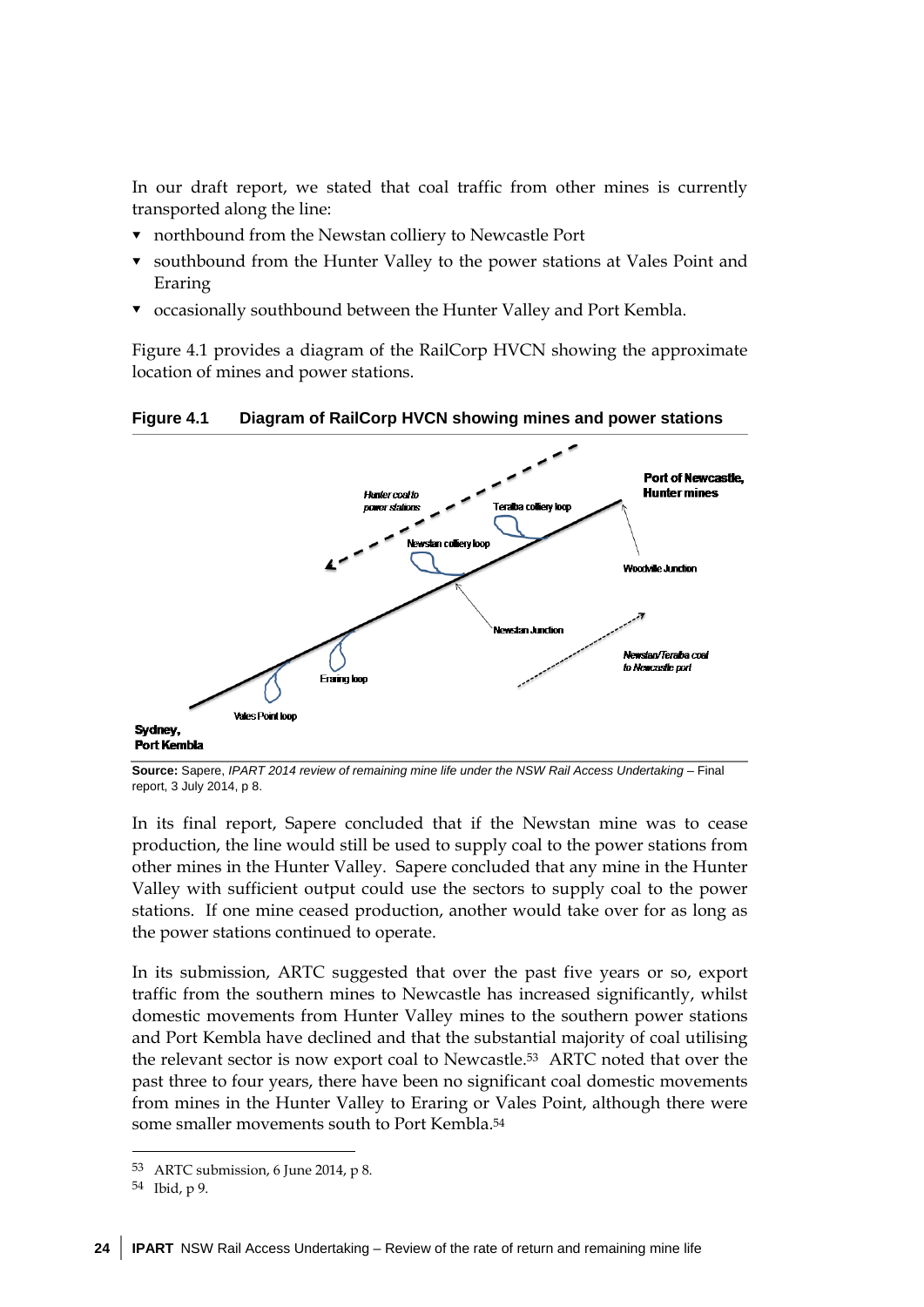In our draft report, we stated that coal traffic from other mines is currently transported along the line:

- northbound from the Newstan colliery to Newcastle Port
- southbound from the Hunter Valley to the power stations at Vales Point and Eraring
- occasionally southbound between the Hunter Valley and Port Kembla.

Figure 4.1 provides a diagram of the RailCorp HVCN showing the approximate location of mines and power stations.

**Figure 4.1 Diagram of RailCorp HVCN showing mines and power stations**

Hunter coal to power stations

Teralba colliery loop

Port of Newcastle, Hunter mines

Newstan colliery loop

Woodville Junction

Newstan Junction

Newstan/Teralba coal to Newcastle port

Eraring loop

Vales Point loop

Sydney, Port Kembla

**Source:** Sapere, *IPART 2014 review of remaining mine life under the NSW Rail Access Undertaking* – Final report, 3 July 2014, p 8.

In its final report, Sapere concluded that if the Newstan mine was to cease production, the line would still be used to supply coal to the power stations from other mines in the Hunter Valley. Sapere concluded that any mine in the Hunter Valley with sufficient output could use the sectors to supply coal to the power stations. If one mine ceased production, another would take over for as long as the power stations continued to operate.

In its submission, ARTC suggested that over the past five years or so, export traffic from the southern mines to Newcastle has increased significantly, whilst domestic movements from Hunter Valley mines to the southern power stations and Port Kembla have declined and that the substantial majority of coal utilising the relevant sector is now export coal to Newcastle.[53] ARTC noted that over the past three to four years, there have been no significant coal domestic movements from mines in the Hunter Valley to Eraring or Vales Point, although there were some smaller movements south to Port Kembla.[54]

---

53 ARTC submission, 6 June 2014, p 8.

54 Ibid, p 9.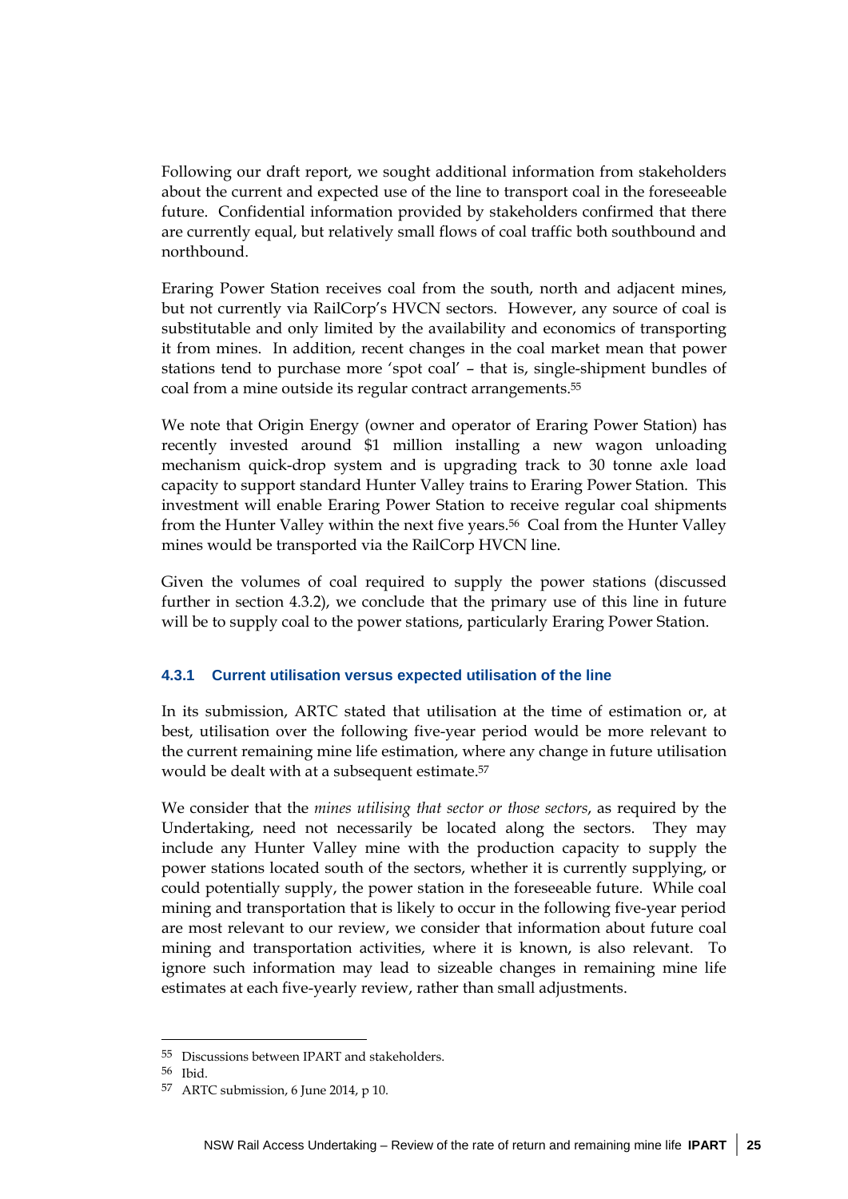Following our draft report, we sought additional information from stakeholders about the current and expected use of the line to transport coal in the foreseeable future. Confidential information provided by stakeholders confirmed that there are currently equal, but relatively small flows of coal traffic both southbound and northbound.

Eraring Power Station receives coal from the south, north and adjacent mines, but not currently via RailCorp's HVCN sectors. However, any source of coal is substitutable and only limited by the availability and economics of transporting it from mines. In addition, recent changes in the coal market mean that power stations tend to purchase more 'spot coal' – that is, single-shipment bundles of coal from a mine outside its regular contract arrangements.[55]

We note that Origin Energy (owner and operator of Eraring Power Station) has recently invested around $1 million installing a new wagon unloading mechanism quick-drop system and is upgrading track to 30 tonne axle load capacity to support standard Hunter Valley trains to Eraring Power Station. This investment will enable Eraring Power Station to receive regular coal shipments from the Hunter Valley within the next five years.[56] Coal from the Hunter Valley mines would be transported via the RailCorp HVCN line.

Given the volumes of coal required to supply the power stations (discussed further in section 4.3.2), we conclude that the primary use of this line in future will be to supply coal to the power stations, particularly Eraring Power Station.

### 4.3.1 Current utilisation versus expected utilisation of the line

In its submission, ARTC stated that utilisation at the time of estimation or, at best, utilisation over the following five-year period would be more relevant to the current remaining mine life estimation, where any change in future utilisation would be dealt with at a subsequent estimate.[57]

We consider that the *mines utilising that sector or those sectors*, as required by the Undertaking, need not necessarily be located along the sectors. They may include any Hunter Valley mine with the production capacity to supply the power stations located south of the sectors, whether it is currently supplying, or could potentially supply, the power station in the foreseeable future. While coal mining and transportation that is likely to occur in the following five-year period are most relevant to our review, we consider that information about future coal mining and transportation activities, where it is known, is also relevant. To ignore such information may lead to sizeable changes in remaining mine life estimates at each five-yearly review, rather than small adjustments.

---

55 Discussions between IPART and stakeholders.

56 Ibid.

57 ARTC submission, 6 June 2014, p 10.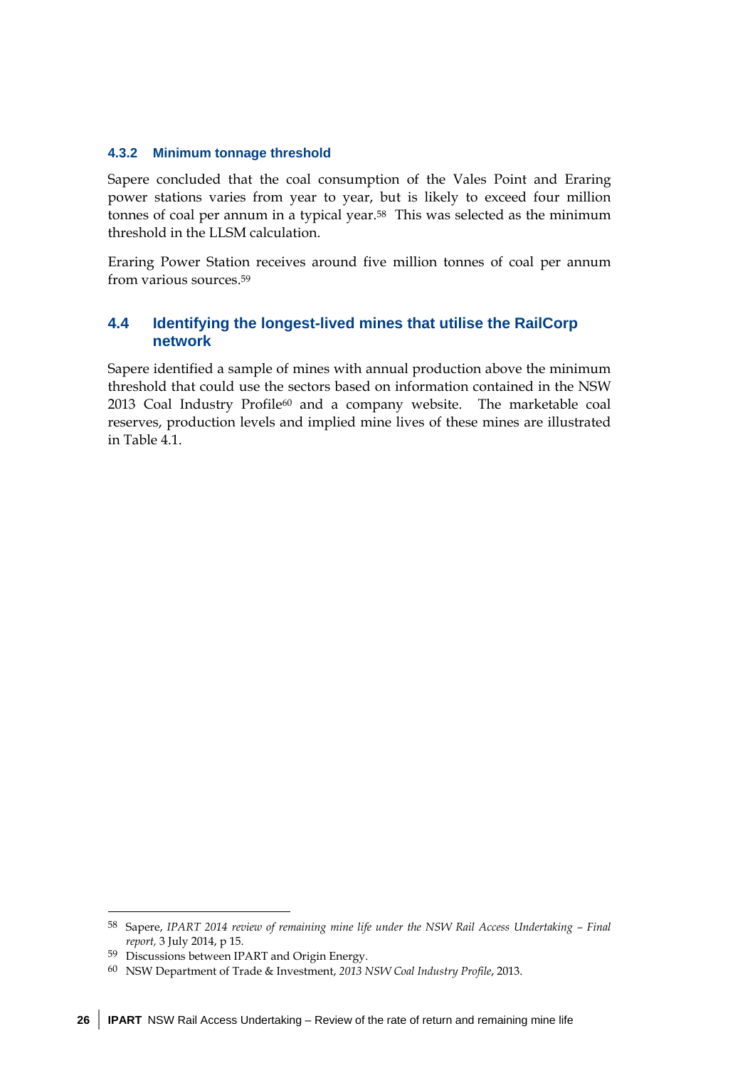### 4.3.2 Minimum tonnage threshold

Sapere concluded that the coal consumption of the Vales Point and Eraring power stations varies from year to year, but is likely to exceed four million tonnes of coal per annum in a typical year.[58] This was selected as the minimum threshold in the LLSM calculation.

Eraring Power Station receives around five million tonnes of coal per annum from various sources.[59]

## 4.4 Identifying the longest-lived mines that utilise the RailCorp network

Sapere identified a sample of mines with annual production above the minimum threshold that could use the sectors based on information contained in the NSW 2013 Coal Industry Profile[60] and a company website. The marketable coal reserves, production levels and implied mine lives of these mines are illustrated in Table 4.1.

---

[58] Sapere, *IPART 2014 review of remaining mine life under the NSW Rail Access Undertaking – Final report,* 3 July 2014, p 15.

[59] Discussions between IPART and Origin Energy.

[60] NSW Department of Trade & Investment, *2013 NSW Coal Industry Profile*, 2013.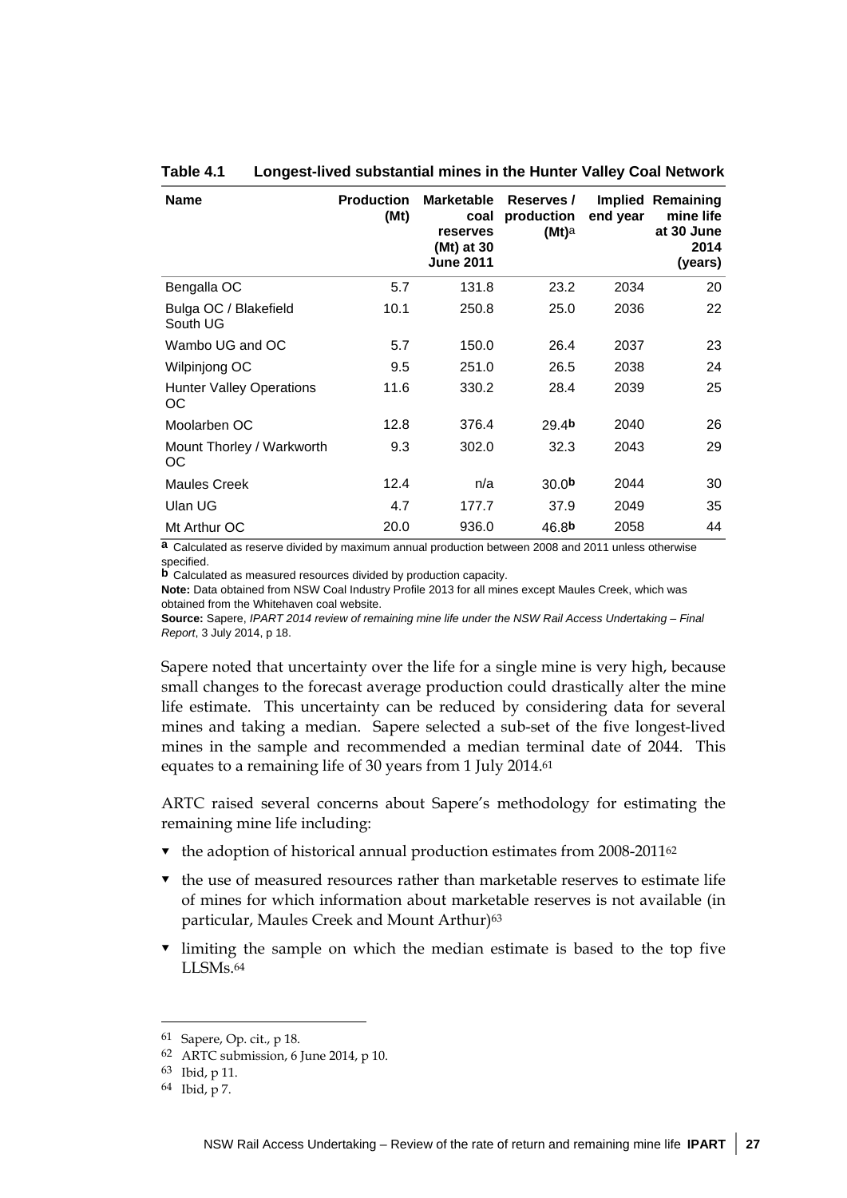**Table 4.1 Longest-lived substantial mines in the Hunter Valley Coal Network**

| Name | Production (Mt) | Marketable coal reserves (Mt) at 30 June 2011 | Reserves / production (Mt)[a] | Implied end year | Remaining mine life at 30 June 2014 (years) |
|---|---|---|---|---|---|
| Bengalla OC | 5.7 | 131.8 | 23.2 | 2034 | 20 |
| Bulga OC / Blakefield South UG | 10.1 | 250.8 | 25.0 | 2036 | 22 |
| Wambo UG and OC | 5.7 | 150.0 | 26.4 | 2037 | 23 |
| Wilpinjong OC | 9.5 | 251.0 | 26.5 | 2038 | 24 |
| Hunter Valley Operations OC | 11.6 | 330.2 | 28.4 | 2039 | 25 |
| Moolarben OC | 12.8 | 376.4 | 29.4[b] | 2040 | 26 |
| Mount Thorley / Warkworth OC | 9.3 | 302.0 | 32.3 | 2043 | 29 |
| Maules Creek | 12.4 | n/a | 30.0[b] | 2044 | 30 |
| Ulan UG | 4.7 | 177.7 | 37.9 | 2049 | 35 |
| Mt Arthur OC | 20.0 | 936.0 | 46.8[b] | 2058 | 44 |

**a** Calculated as reserve divided by maximum annual production between 2008 and 2011 unless otherwise specified.

**b** Calculated as measured resources divided by production capacity.

**Note:** Data obtained from NSW Coal Industry Profile 2013 for all mines except Maules Creek, which was obtained from the Whitehaven coal website.

**Source:** Sapere, *IPART 2014 review of remaining mine life under the NSW Rail Access Undertaking – Final Report*, 3 July 2014, p 18.

Sapere noted that uncertainty over the life for a single mine is very high, because small changes to the forecast average production could drastically alter the mine life estimate. This uncertainty can be reduced by considering data for several mines and taking a median. Sapere selected a sub-set of the five longest-lived mines in the sample and recommended a median terminal date of 2044. This equates to a remaining life of 30 years from 1 July 2014.[61]

ARTC raised several concerns about Sapere's methodology for estimating the remaining mine life including:

- the adoption of historical annual production estimates from 2008-2011[62]
- the use of measured resources rather than marketable reserves to estimate life of mines for which information about marketable reserves is not available (in particular, Maules Creek and Mount Arthur)[63]
- limiting the sample on which the median estimate is based to the top five LLSMs.[64]

---

61 Sapere, Op. cit., p 18.

62 ARTC submission, 6 June 2014, p 10.

63 Ibid, p 11.

64 Ibid, p 7.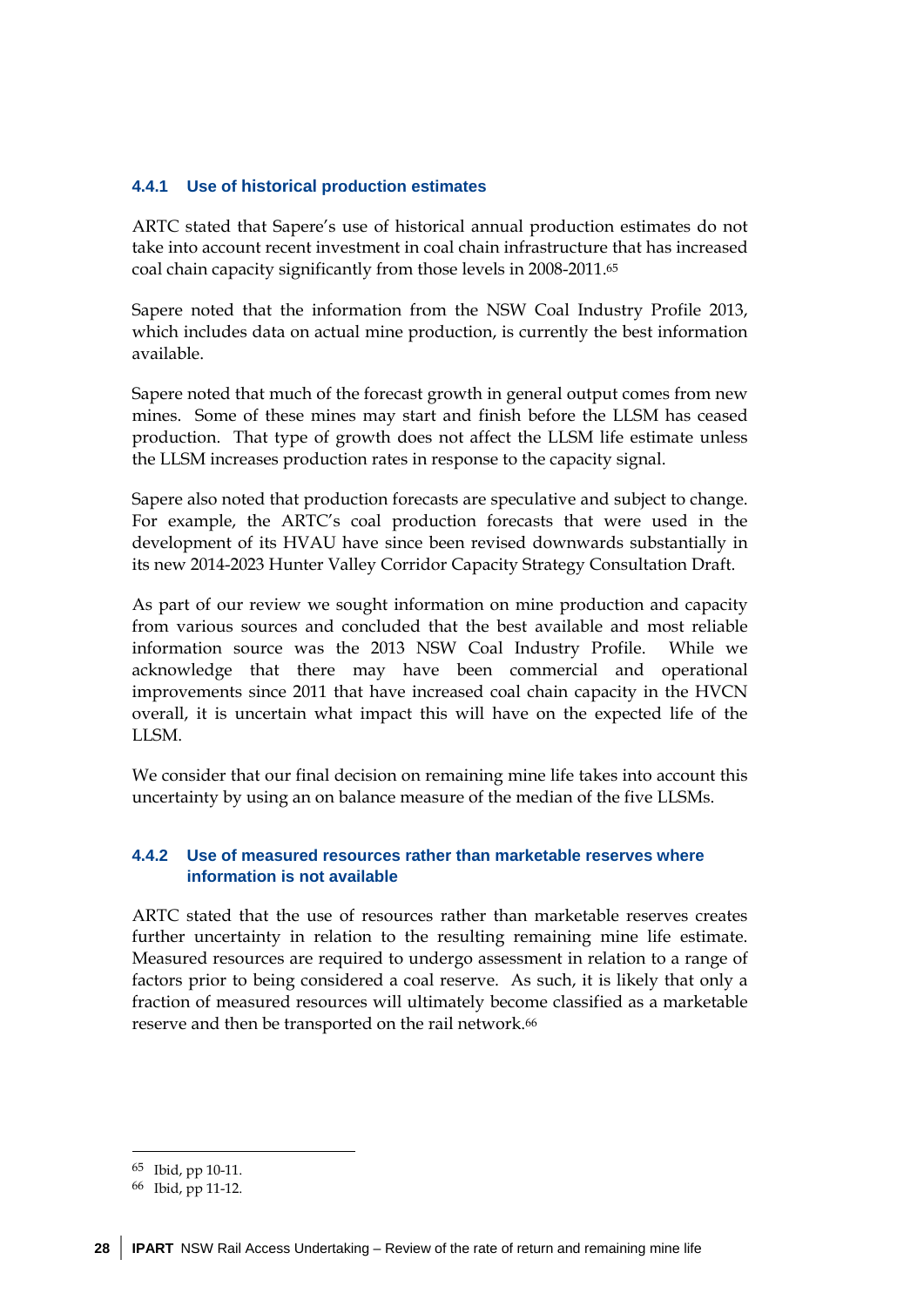### 4.4.1 Use of historical production estimates

ARTC stated that Sapere's use of historical annual production estimates do not take into account recent investment in coal chain infrastructure that has increased coal chain capacity significantly from those levels in 2008-2011.[65]

Sapere noted that the information from the NSW Coal Industry Profile 2013, which includes data on actual mine production, is currently the best information available.

Sapere noted that much of the forecast growth in general output comes from new mines. Some of these mines may start and finish before the LLSM has ceased production. That type of growth does not affect the LLSM life estimate unless the LLSM increases production rates in response to the capacity signal.

Sapere also noted that production forecasts are speculative and subject to change. For example, the ARTC's coal production forecasts that were used in the development of its HVAU have since been revised downwards substantially in its new 2014-2023 Hunter Valley Corridor Capacity Strategy Consultation Draft.

As part of our review we sought information on mine production and capacity from various sources and concluded that the best available and most reliable information source was the 2013 NSW Coal Industry Profile. While we acknowledge that there may have been commercial and operational improvements since 2011 that have increased coal chain capacity in the HVCN overall, it is uncertain what impact this will have on the expected life of the LLSM.

We consider that our final decision on remaining mine life takes into account this uncertainty by using an on balance measure of the median of the five LLSMs.

### 4.4.2 Use of measured resources rather than marketable reserves where information is not available

ARTC stated that the use of resources rather than marketable reserves creates further uncertainty in relation to the resulting remaining mine life estimate. Measured resources are required to undergo assessment in relation to a range of factors prior to being considered a coal reserve. As such, it is likely that only a fraction of measured resources will ultimately become classified as a marketable reserve and then be transported on the rail network.[66]

---

[65] Ibid, pp 10-11.

[66] Ibid, pp 11-12.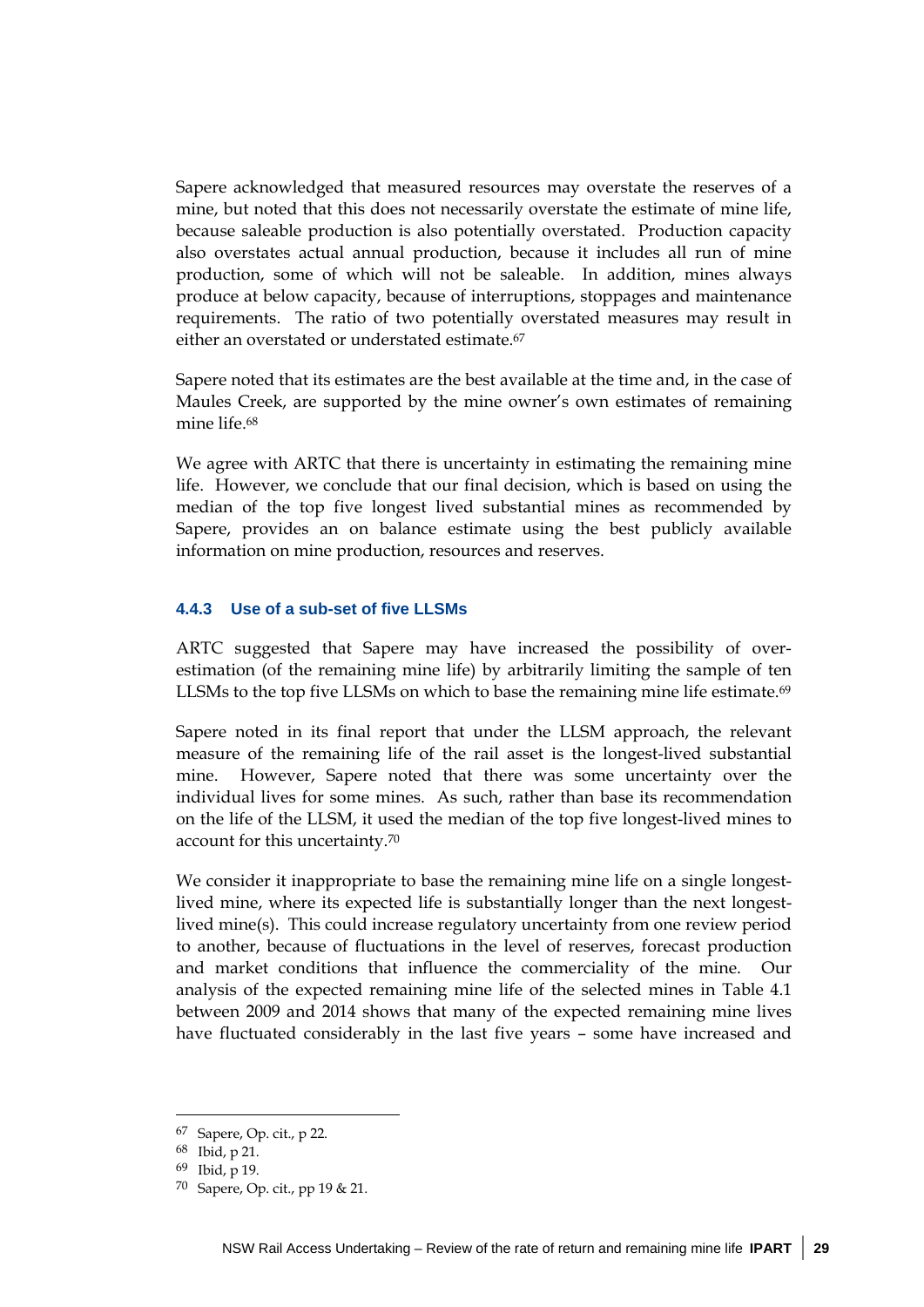Sapere acknowledged that measured resources may overstate the reserves of a mine, but noted that this does not necessarily overstate the estimate of mine life, because saleable production is also potentially overstated. Production capacity also overstates actual annual production, because it includes all run of mine production, some of which will not be saleable. In addition, mines always produce at below capacity, because of interruptions, stoppages and maintenance requirements. The ratio of two potentially overstated measures may result in either an overstated or understated estimate.[67]

Sapere noted that its estimates are the best available at the time and, in the case of Maules Creek, are supported by the mine owner's own estimates of remaining mine life.[68]

We agree with ARTC that there is uncertainty in estimating the remaining mine life. However, we conclude that our final decision, which is based on using the median of the top five longest lived substantial mines as recommended by Sapere, provides an on balance estimate using the best publicly available information on mine production, resources and reserves.

#### 4.4.3 Use of a sub-set of five LLSMs

ARTC suggested that Sapere may have increased the possibility of over-estimation (of the remaining mine life) by arbitrarily limiting the sample of ten LLSMs to the top five LLSMs on which to base the remaining mine life estimate.[69]

Sapere noted in its final report that under the LLSM approach, the relevant measure of the remaining life of the rail asset is the longest-lived substantial mine. However, Sapere noted that there was some uncertainty over the individual lives for some mines. As such, rather than base its recommendation on the life of the LLSM, it used the median of the top five longest-lived mines to account for this uncertainty.[70]

We consider it inappropriate to base the remaining mine life on a single longest-lived mine, where its expected life is substantially longer than the next longest-lived mine(s). This could increase regulatory uncertainty from one review period to another, because of fluctuations in the level of reserves, forecast production and market conditions that influence the commerciality of the mine. Our analysis of the expected remaining mine life of the selected mines in Table 4.1 between 2009 and 2014 shows that many of the expected remaining mine lives have fluctuated considerably in the last five years – some have increased and

---

[67] Sapere, Op. cit., p 22.

[68] Ibid, p 21.

[69] Ibid, p 19.

[70] Sapere, Op. cit., pp 19 & 21.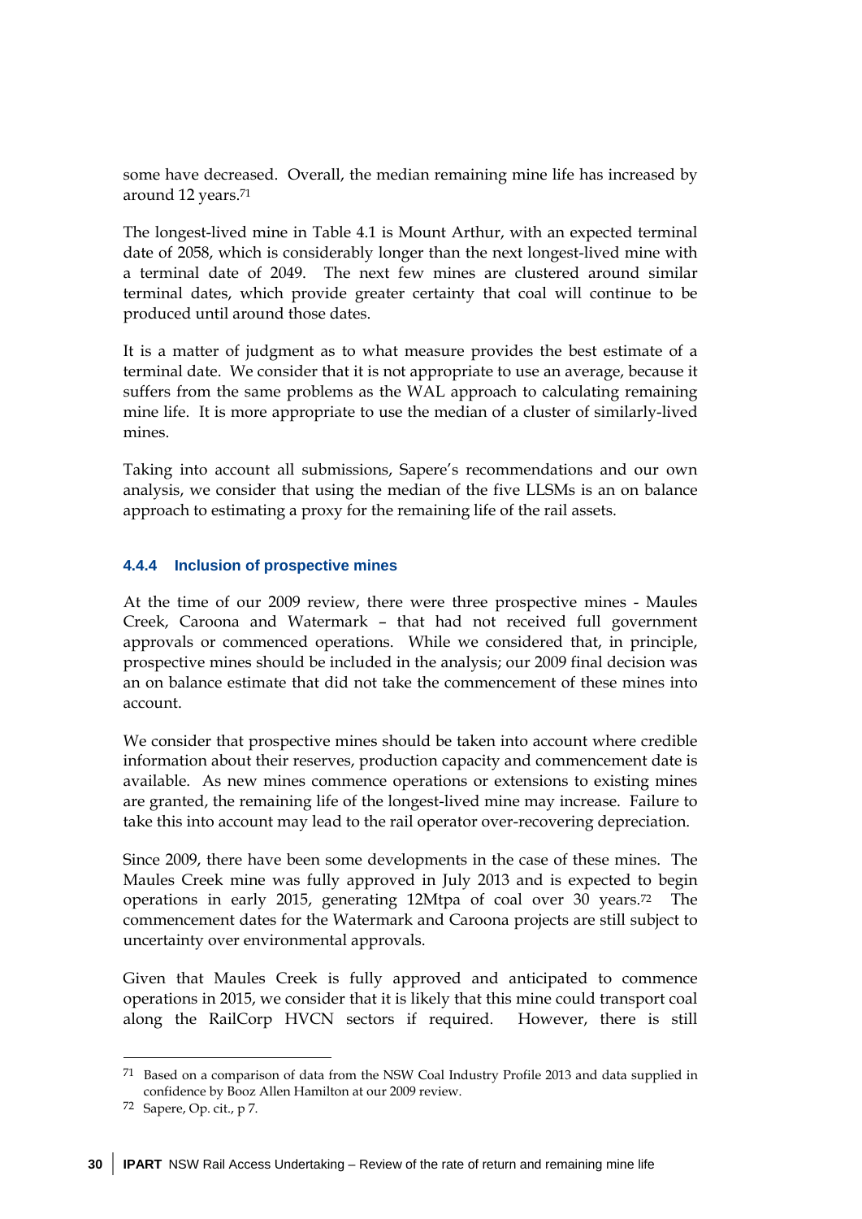some have decreased. Overall, the median remaining mine life has increased by around 12 years.[71]

The longest-lived mine in Table 4.1 is Mount Arthur, with an expected terminal date of 2058, which is considerably longer than the next longest-lived mine with a terminal date of 2049. The next few mines are clustered around similar terminal dates, which provide greater certainty that coal will continue to be produced until around those dates.

It is a matter of judgment as to what measure provides the best estimate of a terminal date. We consider that it is not appropriate to use an average, because it suffers from the same problems as the WAL approach to calculating remaining mine life. It is more appropriate to use the median of a cluster of similarly-lived mines.

Taking into account all submissions, Sapere's recommendations and our own analysis, we consider that using the median of the five LLSMs is an on balance approach to estimating a proxy for the remaining life of the rail assets.

### 4.4.4 Inclusion of prospective mines

At the time of our 2009 review, there were three prospective mines - Maules Creek, Caroona and Watermark – that had not received full government approvals or commenced operations. While we considered that, in principle, prospective mines should be included in the analysis; our 2009 final decision was an on balance estimate that did not take the commencement of these mines into account.

We consider that prospective mines should be taken into account where credible information about their reserves, production capacity and commencement date is available. As new mines commence operations or extensions to existing mines are granted, the remaining life of the longest-lived mine may increase. Failure to take this into account may lead to the rail operator over-recovering depreciation.

Since 2009, there have been some developments in the case of these mines. The Maules Creek mine was fully approved in July 2013 and is expected to begin operations in early 2015, generating 12Mtpa of coal over 30 years.[72] The commencement dates for the Watermark and Caroona projects are still subject to uncertainty over environmental approvals.

Given that Maules Creek is fully approved and anticipated to commence operations in 2015, we consider that it is likely that this mine could transport coal along the RailCorp HVCN sectors if required. However, there is still

---

[71] Based on a comparison of data from the NSW Coal Industry Profile 2013 and data supplied in confidence by Booz Allen Hamilton at our 2009 review.

[72] Sapere, Op. cit., p 7.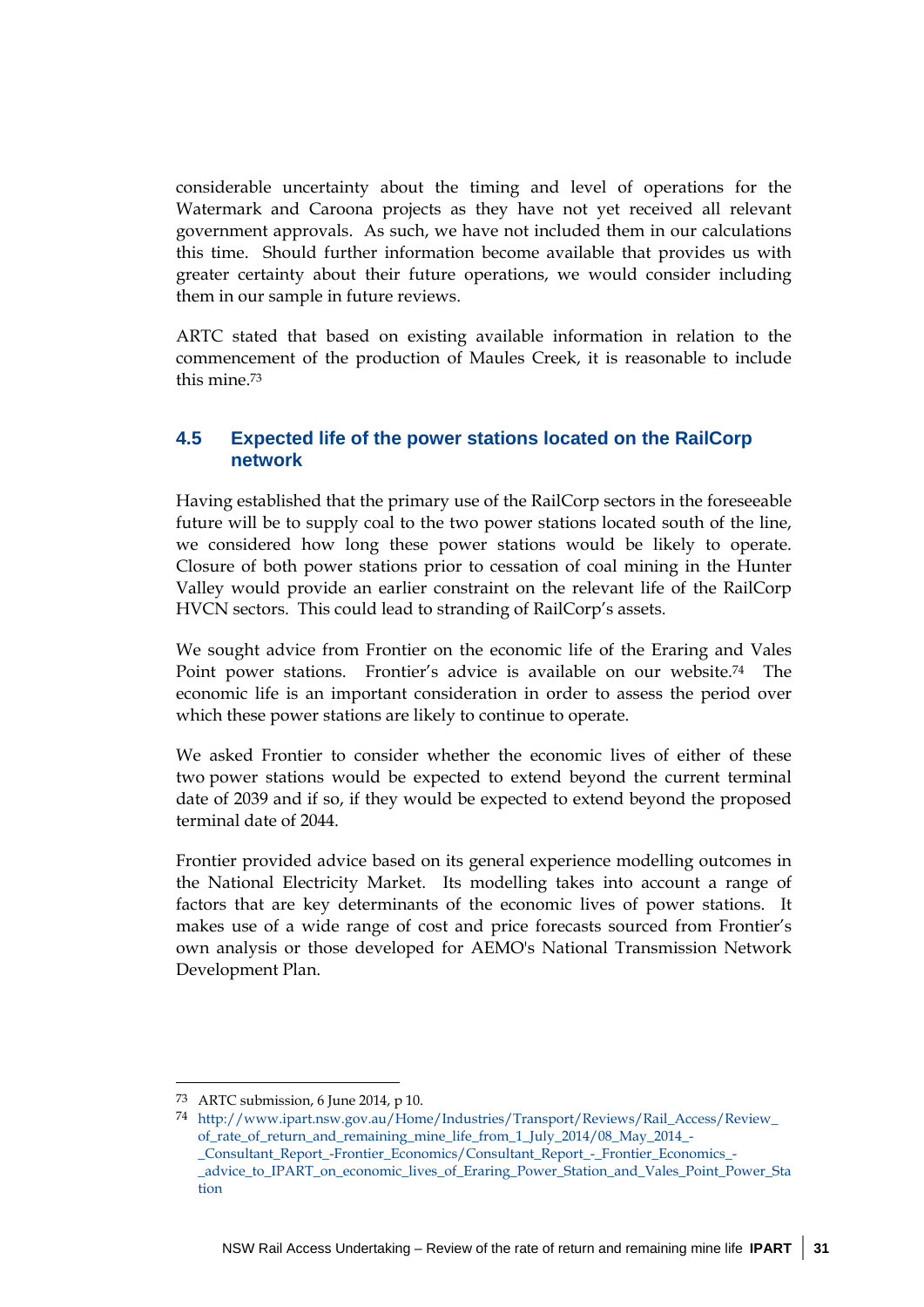considerable uncertainty about the timing and level of operations for the Watermark and Caroona projects as they have not yet received all relevant government approvals. As such, we have not included them in our calculations this time. Should further information become available that provides us with greater certainty about their future operations, we would consider including them in our sample in future reviews.

ARTC stated that based on existing available information in relation to the commencement of the production of Maules Creek, it is reasonable to include this mine.[73]

## 4.5 Expected life of the power stations located on the RailCorp network

Having established that the primary use of the RailCorp sectors in the foreseeable future will be to supply coal to the two power stations located south of the line, we considered how long these power stations would be likely to operate. Closure of both power stations prior to cessation of coal mining in the Hunter Valley would provide an earlier constraint on the relevant life of the RailCorp HVCN sectors. This could lead to stranding of RailCorp's assets.

We sought advice from Frontier on the economic life of the Eraring and Vales Point power stations. Frontier's advice is available on our website.[74] The economic life is an important consideration in order to assess the period over which these power stations are likely to continue to operate.

We asked Frontier to consider whether the economic lives of either of these two power stations would be expected to extend beyond the current terminal date of 2039 and if so, if they would be expected to extend beyond the proposed terminal date of 2044.

Frontier provided advice based on its general experience modelling outcomes in the National Electricity Market. Its modelling takes into account a range of factors that are key determinants of the economic lives of power stations. It makes use of a wide range of cost and price forecasts sourced from Frontier's own analysis or those developed for AEMO's National Transmission Network Development Plan.

---

73 ARTC submission, 6 June 2014, p 10.

74 http://www.ipart.nsw.gov.au/Home/Industries/Transport/Reviews/Rail_Access/Review_of_rate_of_return_and_remaining_mine_life_from_1_July_2014/08_May_2014_-_Consultant_Report_-Frontier_Economics/Consultant_Report_-_Frontier_Economics_-_advice_to_IPART_on_economic_lives_of_Eraring_Power_Station_and_Vales_Point_Power_Station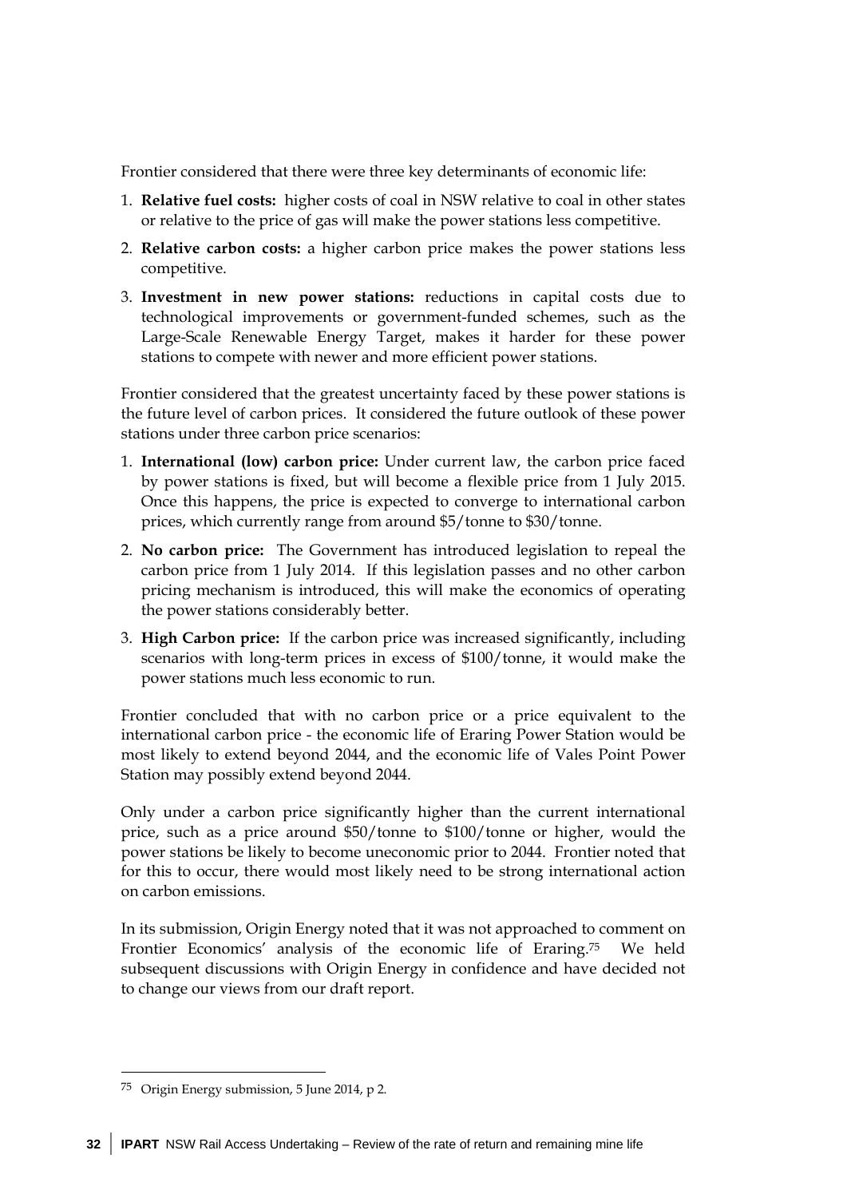Frontier considered that there were three key determinants of economic life:

1. **Relative fuel costs:** higher costs of coal in NSW relative to coal in other states or relative to the price of gas will make the power stations less competitive.
2. **Relative carbon costs:** a higher carbon price makes the power stations less competitive.
3. **Investment in new power stations:** reductions in capital costs due to technological improvements or government-funded schemes, such as the Large-Scale Renewable Energy Target, makes it harder for these power stations to compete with newer and more efficient power stations.

Frontier considered that the greatest uncertainty faced by these power stations is the future level of carbon prices. It considered the future outlook of these power stations under three carbon price scenarios:

1. **International (low) carbon price:** Under current law, the carbon price faced by power stations is fixed, but will become a flexible price from 1 July 2015. Once this happens, the price is expected to converge to international carbon prices, which currently range from around $5/tonne to $30/tonne.
2. **No carbon price:** The Government has introduced legislation to repeal the carbon price from 1 July 2014. If this legislation passes and no other carbon pricing mechanism is introduced, this will make the economics of operating the power stations considerably better.
3. **High Carbon price:** If the carbon price was increased significantly, including scenarios with long-term prices in excess of $100/tonne, it would make the power stations much less economic to run.

Frontier concluded that with no carbon price or a price equivalent to the international carbon price - the economic life of Eraring Power Station would be most likely to extend beyond 2044, and the economic life of Vales Point Power Station may possibly extend beyond 2044.

Only under a carbon price significantly higher than the current international price, such as a price around $50/tonne to $100/tonne or higher, would the power stations be likely to become uneconomic prior to 2044. Frontier noted that for this to occur, there would most likely need to be strong international action on carbon emissions.

In its submission, Origin Energy noted that it was not approached to comment on Frontier Economics' analysis of the economic life of Eraring.[75] We held subsequent discussions with Origin Energy in confidence and have decided not to change our views from our draft report.

---

[75] Origin Energy submission, 5 June 2014, p 2.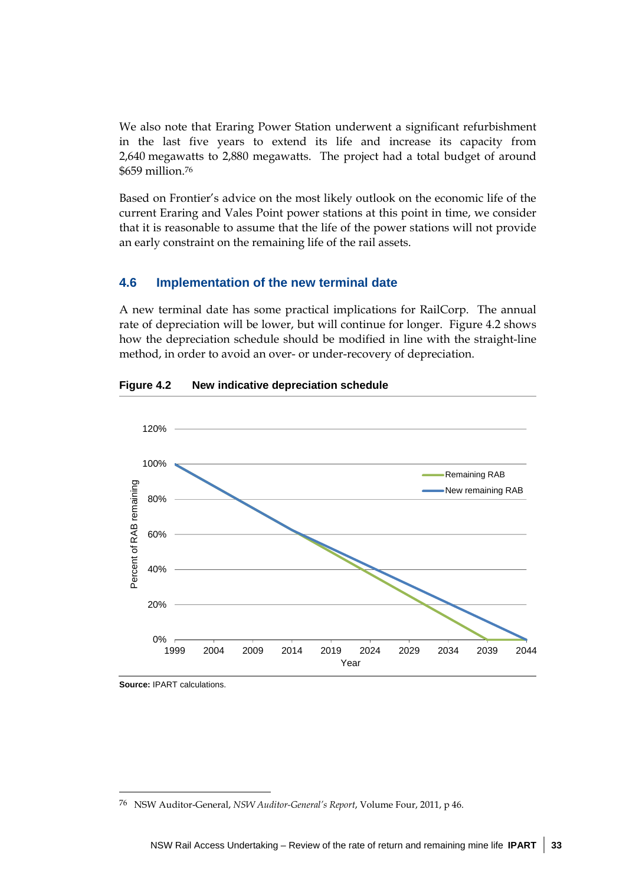We also note that Eraring Power Station underwent a significant refurbishment in the last five years to extend its life and increase its capacity from 2,640 megawatts to 2,880 megawatts. The project had a total budget of around $659 million.[76]

Based on Frontier's advice on the most likely outlook on the economic life of the current Eraring and Vales Point power stations at this point in time, we consider that it is reasonable to assume that the life of the power stations will not provide an early constraint on the remaining life of the rail assets.

## 4.6 Implementation of the new terminal date

A new terminal date has some practical implications for RailCorp. The annual rate of depreciation will be lower, but will continue for longer. Figure 4.2 shows how the depreciation schedule should be modified in line with the straight-line method, in order to avoid an over- or under-recovery of depreciation.

**Figure 4.2 New indicative depreciation schedule**

Percent of RAB remaining
120%
100%
80%
60%
40%
20%
0%
1999 2004 2009 2014 2019 2024 2029 2034 2039 2044
Year
Remaining RAB
New remaining RAB

**Source:** IPART calculations.

[76] NSW Auditor-General, *NSW Auditor-General's Report*, Volume Four, 2011, p 46.